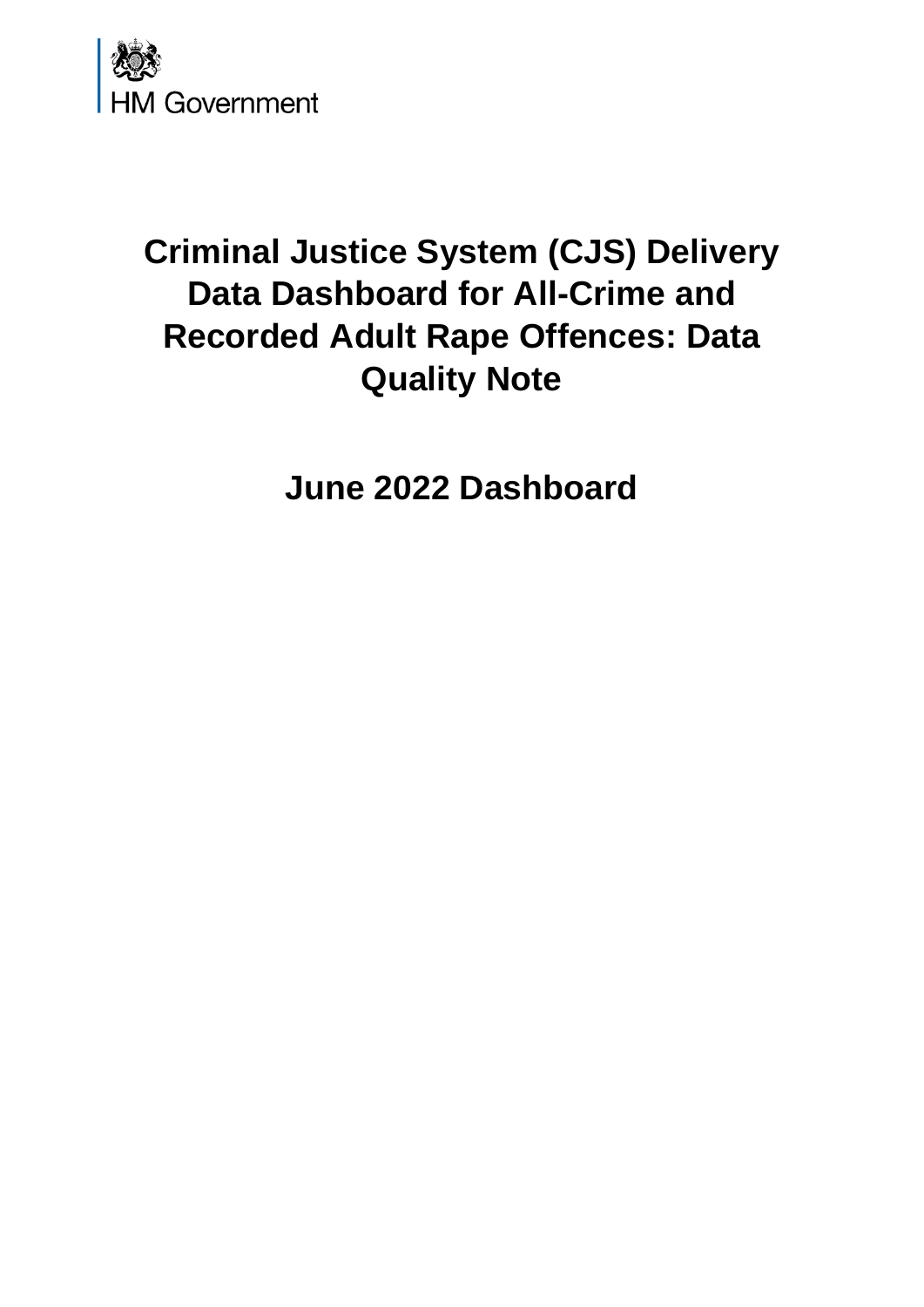HM Government

# Criminal Justice System (CJS) Delivery Data Dashboard for All-Crime and Recorded Adult Rape Offences: Data Quality Note

## June 2022 Dashboard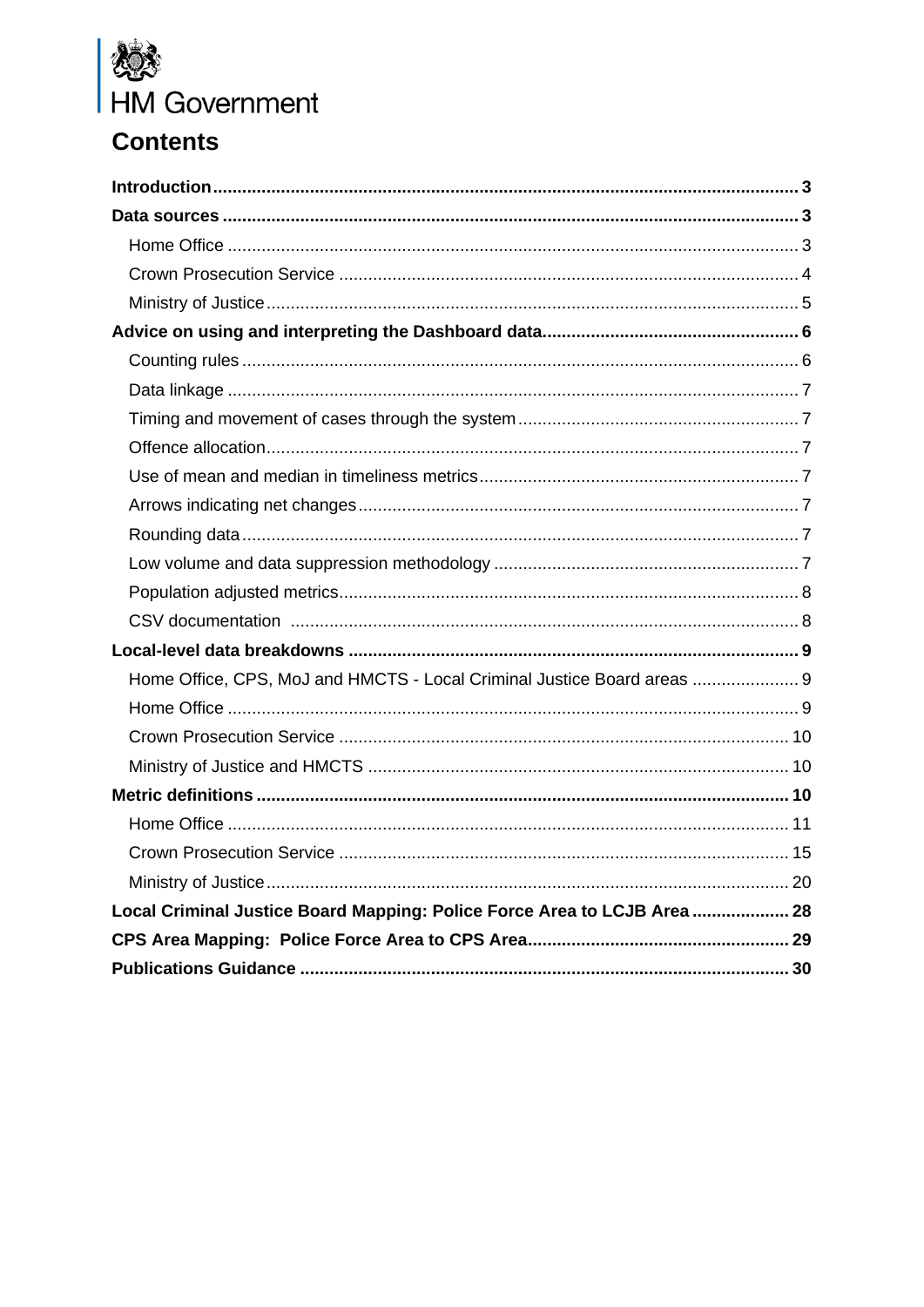HM Government

# Contents

**Introduction** ........ **3**

**Data sources** ........ **3**

- Home Office ........ 3
- Crown Prosecution Service ........ 4
- Ministry of Justice ........ 5

**Advice on using and interpreting the Dashboard data** ........ **6**

- Counting rules ........ 6
- Data linkage ........ 7
- Timing and movement of cases through the system ........ 7
- Offence allocation ........ 7
- Use of mean and median in timeliness metrics ........ 7
- Arrows indicating net changes ........ 7
- Rounding data ........ 7
- Low volume and data suppression methodology ........ 7
- Population adjusted metrics ........ 8
- CSV documentation ........ 8

**Local-level data breakdowns** ........ **9**

- Home Office, CPS, MoJ and HMCTS - Local Criminal Justice Board areas ........ 9
- Home Office ........ 9
- Crown Prosecution Service ........ 10
- Ministry of Justice and HMCTS ........ 10

**Metric definitions** ........ **10**

- Home Office ........ 11
- Crown Prosecution Service ........ 15
- Ministry of Justice ........ 20

**Local Criminal Justice Board Mapping: Police Force Area to LCJB Area** ........ **28**

**CPS Area Mapping: Police Force Area to CPS Area** ........ **29**

**Publications Guidance** ........ **30**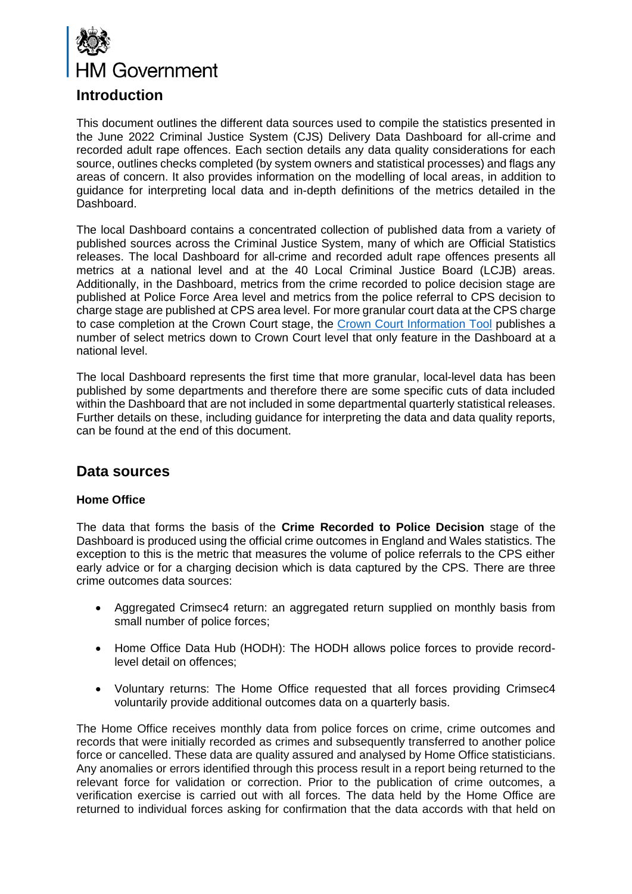## Introduction

This document outlines the different data sources used to compile the statistics presented in the June 2022 Criminal Justice System (CJS) Delivery Data Dashboard for all-crime and recorded adult rape offences. Each section details any data quality considerations for each source, outlines checks completed (by system owners and statistical processes) and flags any areas of concern. It also provides information on the modelling of local areas, in addition to guidance for interpreting local data and in-depth definitions of the metrics detailed in the Dashboard.

The local Dashboard contains a concentrated collection of published data from a variety of published sources across the Criminal Justice System, many of which are Official Statistics releases. The local Dashboard for all-crime and recorded adult rape offences presents all metrics at a national level and at the 40 Local Criminal Justice Board (LCJB) areas. Additionally, in the Dashboard, metrics from the crime recorded to police decision stage are published at Police Force Area level and metrics from the police referral to CPS decision to charge stage are published at CPS area level. For more granular court data at the CPS charge to case completion at the Crown Court stage, the Crown Court Information Tool publishes a number of select metrics down to Crown Court level that only feature in the Dashboard at a national level.

The local Dashboard represents the first time that more granular, local-level data has been published by some departments and therefore there are some specific cuts of data included within the Dashboard that are not included in some departmental quarterly statistical releases. Further details on these, including guidance for interpreting the data and data quality reports, can be found at the end of this document.

## Data sources

### Home Office

The data that forms the basis of the **Crime Recorded to Police Decision** stage of the Dashboard is produced using the official crime outcomes in England and Wales statistics. The exception to this is the metric that measures the volume of police referrals to the CPS either early advice or for a charging decision which is data captured by the CPS. There are three crime outcomes data sources:

- Aggregated Crimsec4 return: an aggregated return supplied on monthly basis from small number of police forces;
- Home Office Data Hub (HODH): The HODH allows police forces to provide record-level detail on offences;
- Voluntary returns: The Home Office requested that all forces providing Crimsec4 voluntarily provide additional outcomes data on a quarterly basis.

The Home Office receives monthly data from police forces on crime, crime outcomes and records that were initially recorded as crimes and subsequently transferred to another police force or cancelled. These data are quality assured and analysed by Home Office statisticians. Any anomalies or errors identified through this process result in a report being returned to the relevant force for validation or correction. Prior to the publication of crime outcomes, a verification exercise is carried out with all forces. The data held by the Home Office are returned to individual forces asking for confirmation that the data accords with that held on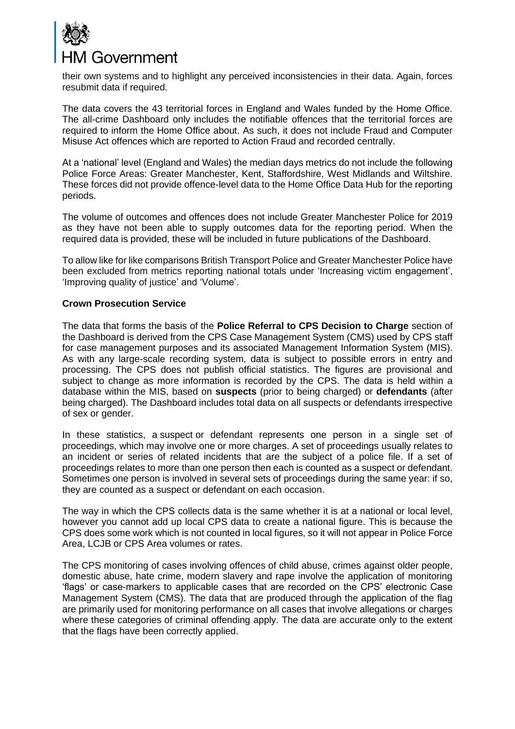their own systems and to highlight any perceived inconsistencies in their data. Again, forces resubmit data if required.

The data covers the 43 territorial forces in England and Wales funded by the Home Office. The all-crime Dashboard only includes the notifiable offences that the territorial forces are required to inform the Home Office about. As such, it does not include Fraud and Computer Misuse Act offences which are reported to Action Fraud and recorded centrally.

At a 'national' level (England and Wales) the median days metrics do not include the following Police Force Areas: Greater Manchester, Kent, Staffordshire, West Midlands and Wiltshire. These forces did not provide offence-level data to the Home Office Data Hub for the reporting periods.

The volume of outcomes and offences does not include Greater Manchester Police for 2019 as they have not been able to supply outcomes data for the reporting period. When the required data is provided, these will be included in future publications of the Dashboard.

To allow like for like comparisons British Transport Police and Greater Manchester Police have been excluded from metrics reporting national totals under 'Increasing victim engagement', 'Improving quality of justice' and 'Volume'.

**Crown Prosecution Service**

The data that forms the basis of the **Police Referral to CPS Decision to Charge** section of the Dashboard is derived from the CPS Case Management System (CMS) used by CPS staff for case management purposes and its associated Management Information System (MIS). As with any large-scale recording system, data is subject to possible errors in entry and processing. The CPS does not publish official statistics. The figures are provisional and subject to change as more information is recorded by the CPS. The data is held within a database within the MIS, based on **suspects** (prior to being charged) or **defendants** (after being charged). The Dashboard includes total data on all suspects or defendants irrespective of sex or gender.

In these statistics, a suspect or defendant represents one person in a single set of proceedings, which may involve one or more charges. A set of proceedings usually relates to an incident or series of related incidents that are the subject of a police file. If a set of proceedings relates to more than one person then each is counted as a suspect or defendant. Sometimes one person is involved in several sets of proceedings during the same year: if so, they are counted as a suspect or defendant on each occasion.

The way in which the CPS collects data is the same whether it is at a national or local level, however you cannot add up local CPS data to create a national figure. This is because the CPS does some work which is not counted in local figures, so it will not appear in Police Force Area, LCJB or CPS Area volumes or rates.

The CPS monitoring of cases involving offences of child abuse, crimes against older people, domestic abuse, hate crime, modern slavery and rape involve the application of monitoring 'flags' or case-markers to applicable cases that are recorded on the CPS' electronic Case Management System (CMS). The data that are produced through the application of the flag are primarily used for monitoring performance on all cases that involve allegations or charges where these categories of criminal offending apply. The data are accurate only to the extent that the flags have been correctly applied.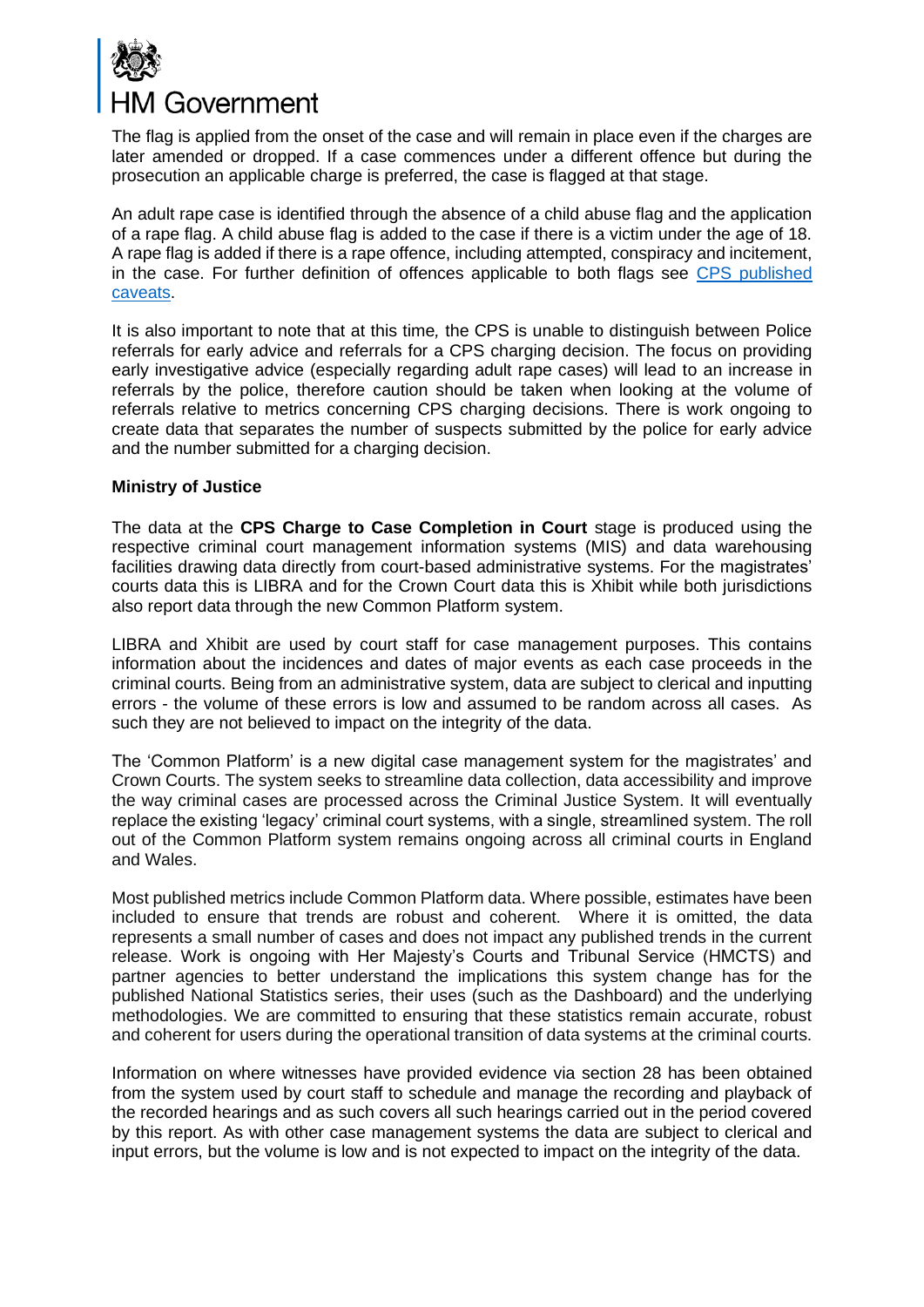The flag is applied from the onset of the case and will remain in place even if the charges are later amended or dropped. If a case commences under a different offence but during the prosecution an applicable charge is preferred, the case is flagged at that stage.

An adult rape case is identified through the absence of a child abuse flag and the application of a rape flag. A child abuse flag is added to the case if there is a victim under the age of 18. A rape flag is added if there is a rape offence, including attempted, conspiracy and incitement, in the case. For further definition of offences applicable to both flags see CPS published caveats.

It is also important to note that at this time, the CPS is unable to distinguish between Police referrals for early advice and referrals for a CPS charging decision. The focus on providing early investigative advice (especially regarding adult rape cases) will lead to an increase in referrals by the police, therefore caution should be taken when looking at the volume of referrals relative to metrics concerning CPS charging decisions. There is work ongoing to create data that separates the number of suspects submitted by the police for early advice and the number submitted for a charging decision.

**Ministry of Justice**

The data at the **CPS Charge to Case Completion in Court** stage is produced using the respective criminal court management information systems (MIS) and data warehousing facilities drawing data directly from court-based administrative systems. For the magistrates' courts data this is LIBRA and for the Crown Court data this is Xhibit while both jurisdictions also report data through the new Common Platform system.

LIBRA and Xhibit are used by court staff for case management purposes. This contains information about the incidences and dates of major events as each case proceeds in the criminal courts. Being from an administrative system, data are subject to clerical and inputting errors - the volume of these errors is low and assumed to be random across all cases. As such they are not believed to impact on the integrity of the data.

The 'Common Platform' is a new digital case management system for the magistrates' and Crown Courts. The system seeks to streamline data collection, data accessibility and improve the way criminal cases are processed across the Criminal Justice System. It will eventually replace the existing 'legacy' criminal court systems, with a single, streamlined system. The roll out of the Common Platform system remains ongoing across all criminal courts in England and Wales.

Most published metrics include Common Platform data. Where possible, estimates have been included to ensure that trends are robust and coherent. Where it is omitted, the data represents a small number of cases and does not impact any published trends in the current release. Work is ongoing with Her Majesty's Courts and Tribunal Service (HMCTS) and partner agencies to better understand the implications this system change has for the published National Statistics series, their uses (such as the Dashboard) and the underlying methodologies. We are committed to ensuring that these statistics remain accurate, robust and coherent for users during the operational transition of data systems at the criminal courts.

Information on where witnesses have provided evidence via section 28 has been obtained from the system used by court staff to schedule and manage the recording and playback of the recorded hearings and as such covers all such hearings carried out in the period covered by this report. As with other case management systems the data are subject to clerical and input errors, but the volume is low and is not expected to impact on the integrity of the data.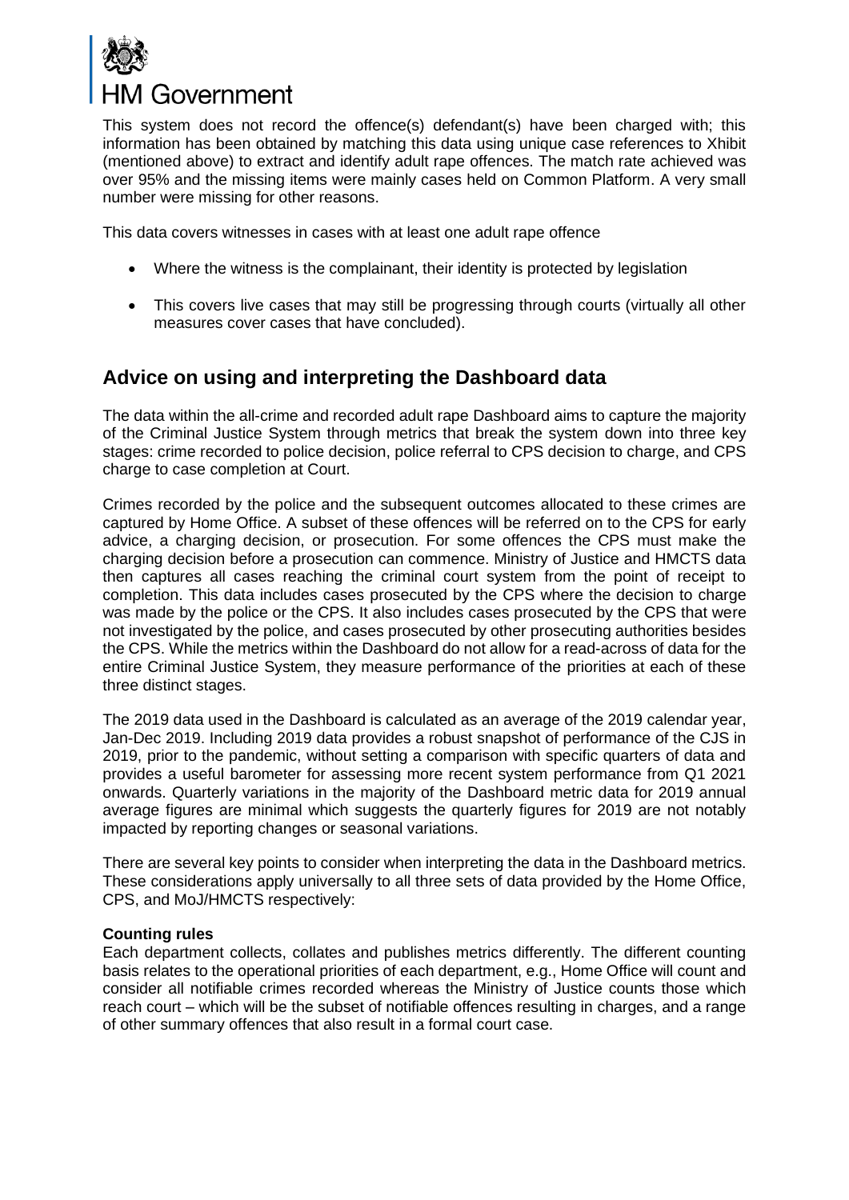This system does not record the offence(s) defendant(s) have been charged with; this information has been obtained by matching this data using unique case references to Xhibit (mentioned above) to extract and identify adult rape offences. The match rate achieved was over 95% and the missing items were mainly cases held on Common Platform. A very small number were missing for other reasons.

This data covers witnesses in cases with at least one adult rape offence

- Where the witness is the complainant, their identity is protected by legislation
- This covers live cases that may still be progressing through courts (virtually all other measures cover cases that have concluded).

## Advice on using and interpreting the Dashboard data

The data within the all-crime and recorded adult rape Dashboard aims to capture the majority of the Criminal Justice System through metrics that break the system down into three key stages: crime recorded to police decision, police referral to CPS decision to charge, and CPS charge to case completion at Court.

Crimes recorded by the police and the subsequent outcomes allocated to these crimes are captured by Home Office. A subset of these offences will be referred on to the CPS for early advice, a charging decision, or prosecution. For some offences the CPS must make the charging decision before a prosecution can commence. Ministry of Justice and HMCTS data then captures all cases reaching the criminal court system from the point of receipt to completion. This data includes cases prosecuted by the CPS where the decision to charge was made by the police or the CPS. It also includes cases prosecuted by the CPS that were not investigated by the police, and cases prosecuted by other prosecuting authorities besides the CPS. While the metrics within the Dashboard do not allow for a read-across of data for the entire Criminal Justice System, they measure performance of the priorities at each of these three distinct stages.

The 2019 data used in the Dashboard is calculated as an average of the 2019 calendar year, Jan-Dec 2019. Including 2019 data provides a robust snapshot of performance of the CJS in 2019, prior to the pandemic, without setting a comparison with specific quarters of data and provides a useful barometer for assessing more recent system performance from Q1 2021 onwards. Quarterly variations in the majority of the Dashboard metric data for 2019 annual average figures are minimal which suggests the quarterly figures for 2019 are not notably impacted by reporting changes or seasonal variations.

There are several key points to consider when interpreting the data in the Dashboard metrics. These considerations apply universally to all three sets of data provided by the Home Office, CPS, and MoJ/HMCTS respectively:

**Counting rules**

Each department collects, collates and publishes metrics differently. The different counting basis relates to the operational priorities of each department, e.g., Home Office will count and consider all notifiable crimes recorded whereas the Ministry of Justice counts those which reach court – which will be the subset of notifiable offences resulting in charges, and a range of other summary offences that also result in a formal court case.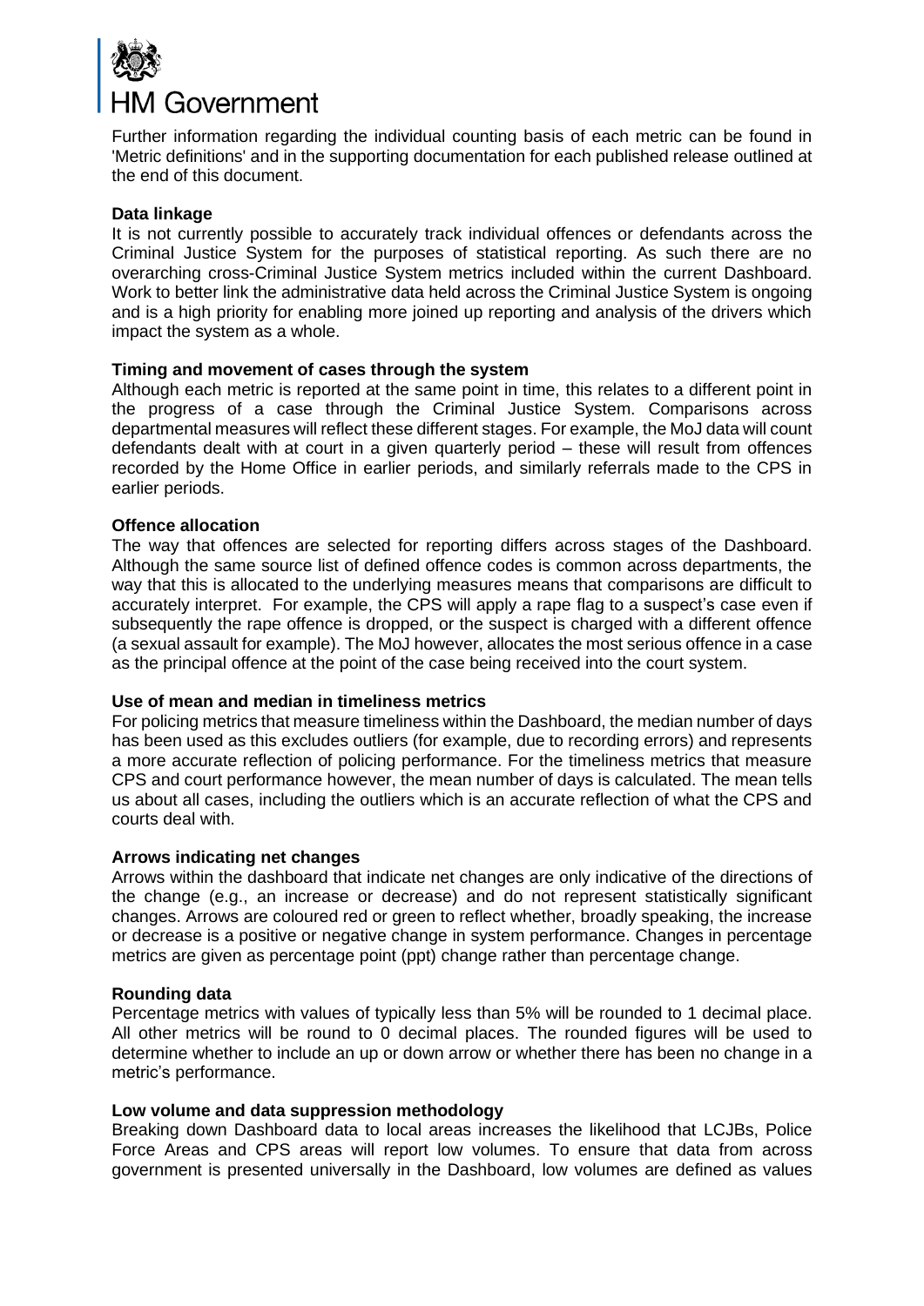Further information regarding the individual counting basis of each metric can be found in 'Metric definitions' and in the supporting documentation for each published release outlined at the end of this document.

**Data linkage**

It is not currently possible to accurately track individual offences or defendants across the Criminal Justice System for the purposes of statistical reporting. As such there are no overarching cross-Criminal Justice System metrics included within the current Dashboard. Work to better link the administrative data held across the Criminal Justice System is ongoing and is a high priority for enabling more joined up reporting and analysis of the drivers which impact the system as a whole.

**Timing and movement of cases through the system**

Although each metric is reported at the same point in time, this relates to a different point in the progress of a case through the Criminal Justice System. Comparisons across departmental measures will reflect these different stages. For example, the MoJ data will count defendants dealt with at court in a given quarterly period – these will result from offences recorded by the Home Office in earlier periods, and similarly referrals made to the CPS in earlier periods.

**Offence allocation**

The way that offences are selected for reporting differs across stages of the Dashboard. Although the same source list of defined offence codes is common across departments, the way that this is allocated to the underlying measures means that comparisons are difficult to accurately interpret. For example, the CPS will apply a rape flag to a suspect's case even if subsequently the rape offence is dropped, or the suspect is charged with a different offence (a sexual assault for example). The MoJ however, allocates the most serious offence in a case as the principal offence at the point of the case being received into the court system.

**Use of mean and median in timeliness metrics**

For policing metrics that measure timeliness within the Dashboard, the median number of days has been used as this excludes outliers (for example, due to recording errors) and represents a more accurate reflection of policing performance. For the timeliness metrics that measure CPS and court performance however, the mean number of days is calculated. The mean tells us about all cases, including the outliers which is an accurate reflection of what the CPS and courts deal with.

**Arrows indicating net changes**

Arrows within the dashboard that indicate net changes are only indicative of the directions of the change (e.g., an increase or decrease) and do not represent statistically significant changes. Arrows are coloured red or green to reflect whether, broadly speaking, the increase or decrease is a positive or negative change in system performance. Changes in percentage metrics are given as percentage point (ppt) change rather than percentage change.

**Rounding data**

Percentage metrics with values of typically less than 5% will be rounded to 1 decimal place. All other metrics will be round to 0 decimal places. The rounded figures will be used to determine whether to include an up or down arrow or whether there has been no change in a metric's performance.

**Low volume and data suppression methodology**

Breaking down Dashboard data to local areas increases the likelihood that LCJBs, Police Force Areas and CPS areas will report low volumes. To ensure that data from across government is presented universally in the Dashboard, low volumes are defined as values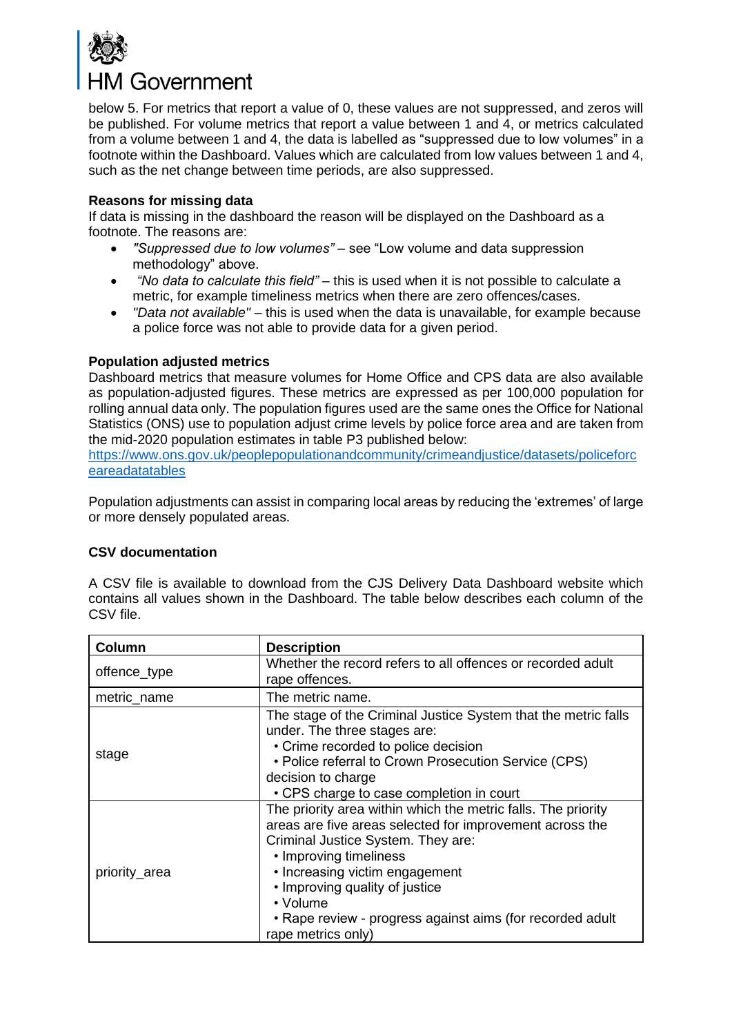below 5. For metrics that report a value of 0, these values are not suppressed, and zeros will be published. For volume metrics that report a value between 1 and 4, or metrics calculated from a volume between 1 and 4, the data is labelled as "suppressed due to low volumes" in a footnote within the Dashboard. Values which are calculated from low values between 1 and 4, such as the net change between time periods, are also suppressed.

**Reasons for missing data**

If data is missing in the dashboard the reason will be displayed on the Dashboard as a footnote. The reasons are:

- *"Suppressed due to low volumes"* – see "Low volume and data suppression methodology" above.
- *"No data to calculate this field"* – this is used when it is not possible to calculate a metric, for example timeliness metrics when there are zero offences/cases.
- *"Data not available"* – this is used when the data is unavailable, for example because a police force was not able to provide data for a given period.

**Population adjusted metrics**

Dashboard metrics that measure volumes for Home Office and CPS data are also available as population-adjusted figures. These metrics are expressed as per 100,000 population for rolling annual data only. The population figures used are the same ones the Office for National Statistics (ONS) use to population adjust crime levels by police force area and are taken from the mid-2020 population estimates in table P3 published below:
https://www.ons.gov.uk/peoplepopulationandcommunity/crimeandjustice/datasets/policeforceareadatatables

Population adjustments can assist in comparing local areas by reducing the 'extremes' of large or more densely populated areas.

**CSV documentation**

A CSV file is available to download from the CJS Delivery Data Dashboard website which contains all values shown in the Dashboard. The table below describes each column of the CSV file.

| Column | Description |
|---|---|
| offence_type | Whether the record refers to all offences or recorded adult rape offences. |
| metric_name | The metric name. |
| stage | The stage of the Criminal Justice System that the metric falls under. The three stages are:<br>• Crime recorded to police decision<br>• Police referral to Crown Prosecution Service (CPS) decision to charge<br>• CPS charge to case completion in court |
| priority_area | The priority area within which the metric falls. The priority areas are five areas selected for improvement across the Criminal Justice System. They are:<br>• Improving timeliness<br>• Increasing victim engagement<br>• Improving quality of justice<br>• Volume<br>• Rape review - progress against aims (for recorded adult rape metrics only) |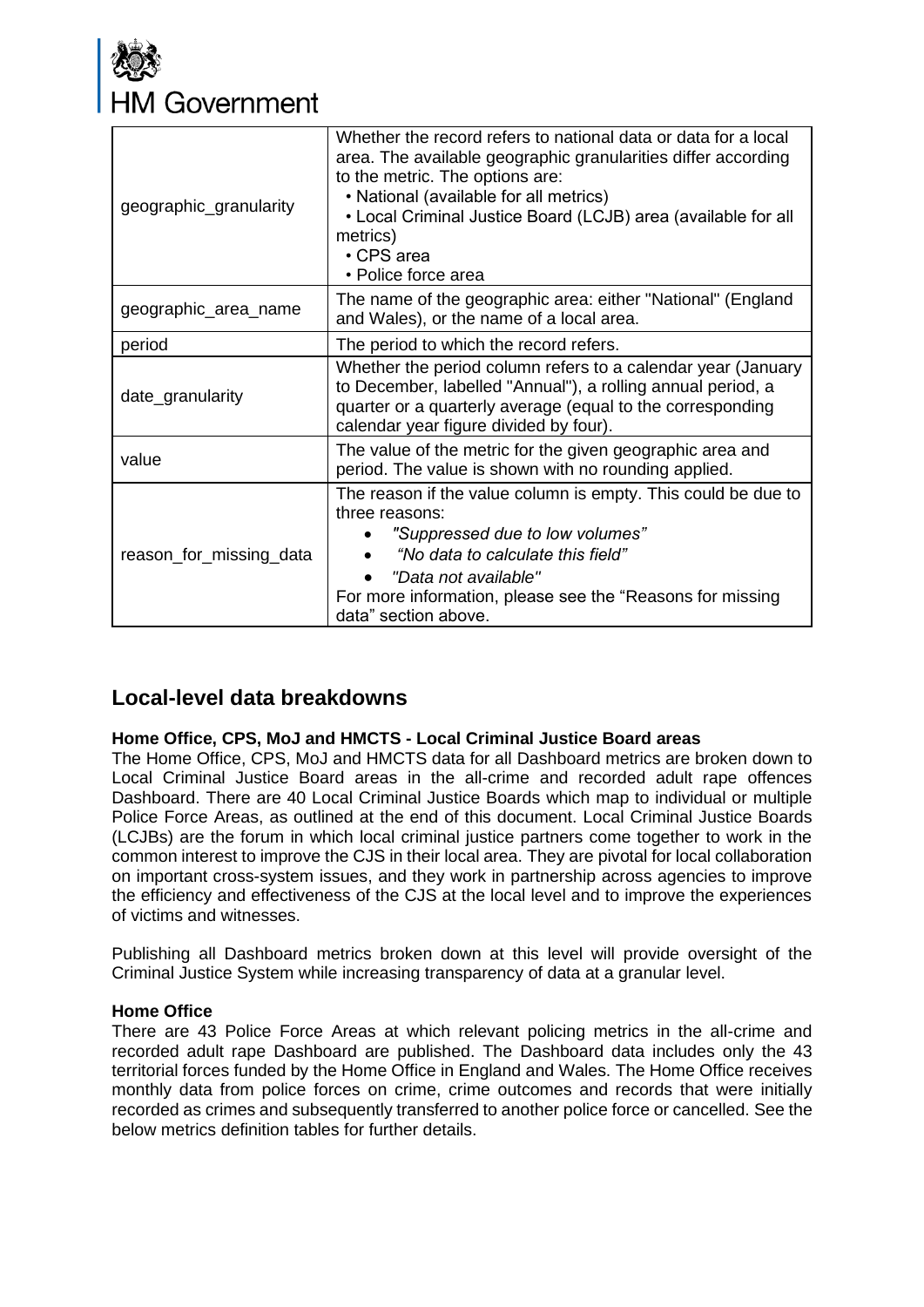| | |
|---|---|
| geographic_granularity | Whether the record refers to national data or data for a local area. The available geographic granularities differ according to the metric. The options are:<br>• National (available for all metrics)<br>• Local Criminal Justice Board (LCJB) area (available for all metrics)<br>• CPS area<br>• Police force area |
| geographic_area_name | The name of the geographic area: either "National" (England and Wales), or the name of a local area. |
| period | The period to which the record refers. |
| date_granularity | Whether the period column refers to a calendar year (January to December, labelled "Annual"), a rolling annual period, a quarter or a quarterly average (equal to the corresponding calendar year figure divided by four). |
| value | The value of the metric for the given geographic area and period. The value is shown with no rounding applied. |
| reason_for_missing_data | The reason if the value column is empty. This could be due to three reasons:<br>• *"Suppressed due to low volumes"*<br>• *"No data to calculate this field"*<br>• *"Data not available"*<br>For more information, please see the "Reasons for missing data" section above. |

## Local-level data breakdowns

**Home Office, CPS, MoJ and HMCTS - Local Criminal Justice Board areas**

The Home Office, CPS, MoJ and HMCTS data for all Dashboard metrics are broken down to Local Criminal Justice Board areas in the all-crime and recorded adult rape offences Dashboard. There are 40 Local Criminal Justice Boards which map to individual or multiple Police Force Areas, as outlined at the end of this document. Local Criminal Justice Boards (LCJBs) are the forum in which local criminal justice partners come together to work in the common interest to improve the CJS in their local area. They are pivotal for local collaboration on important cross-system issues, and they work in partnership across agencies to improve the efficiency and effectiveness of the CJS at the local level and to improve the experiences of victims and witnesses.

Publishing all Dashboard metrics broken down at this level will provide oversight of the Criminal Justice System while increasing transparency of data at a granular level.

**Home Office**

There are 43 Police Force Areas at which relevant policing metrics in the all-crime and recorded adult rape Dashboard are published. The Dashboard data includes only the 43 territorial forces funded by the Home Office in England and Wales. The Home Office receives monthly data from police forces on crime, crime outcomes and records that were initially recorded as crimes and subsequently transferred to another police force or cancelled. See the below metrics definition tables for further details.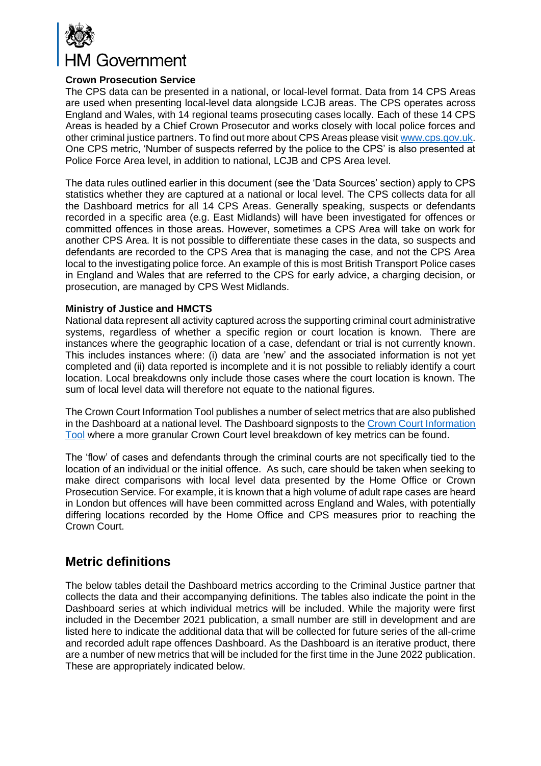**Crown Prosecution Service**

The CPS data can be presented in a national, or local-level format. Data from 14 CPS Areas are used when presenting local-level data alongside LCJB areas. The CPS operates across England and Wales, with 14 regional teams prosecuting cases locally. Each of these 14 CPS Areas is headed by a Chief Crown Prosecutor and works closely with local police forces and other criminal justice partners. To find out more about CPS Areas please visit [www.cps.gov.uk](www.cps.gov.uk). One CPS metric, 'Number of suspects referred by the police to the CPS' is also presented at Police Force Area level, in addition to national, LCJB and CPS Area level.

The data rules outlined earlier in this document (see the 'Data Sources' section) apply to CPS statistics whether they are captured at a national or local level. The CPS collects data for all the Dashboard metrics for all 14 CPS Areas. Generally speaking, suspects or defendants recorded in a specific area (e.g. East Midlands) will have been investigated for offences or committed offences in those areas. However, sometimes a CPS Area will take on work for another CPS Area. It is not possible to differentiate these cases in the data, so suspects and defendants are recorded to the CPS Area that is managing the case, and not the CPS Area local to the investigating police force. An example of this is most British Transport Police cases in England and Wales that are referred to the CPS for early advice, a charging decision, or prosecution, are managed by CPS West Midlands.

**Ministry of Justice and HMCTS**

National data represent all activity captured across the supporting criminal court administrative systems, regardless of whether a specific region or court location is known. There are instances where the geographic location of a case, defendant or trial is not currently known. This includes instances where: (i) data are 'new' and the associated information is not yet completed and (ii) data reported is incomplete and it is not possible to reliably identify a court location. Local breakdowns only include those cases where the court location is known. The sum of local level data will therefore not equate to the national figures.

The Crown Court Information Tool publishes a number of select metrics that are also published in the Dashboard at a national level. The Dashboard signposts to the Crown Court Information Tool where a more granular Crown Court level breakdown of key metrics can be found.

The 'flow' of cases and defendants through the criminal courts are not specifically tied to the location of an individual or the initial offence. As such, care should be taken when seeking to make direct comparisons with local level data presented by the Home Office or Crown Prosecution Service. For example, it is known that a high volume of adult rape cases are heard in London but offences will have been committed across England and Wales, with potentially differing locations recorded by the Home Office and CPS measures prior to reaching the Crown Court.

## Metric definitions

The below tables detail the Dashboard metrics according to the Criminal Justice partner that collects the data and their accompanying definitions. The tables also indicate the point in the Dashboard series at which individual metrics will be included. While the majority were first included in the December 2021 publication, a small number are still in development and are listed here to indicate the additional data that will be collected for future series of the all-crime and recorded adult rape offences Dashboard. As the Dashboard is an iterative product, there are a number of new metrics that will be included for the first time in the June 2022 publication. These are appropriately indicated below.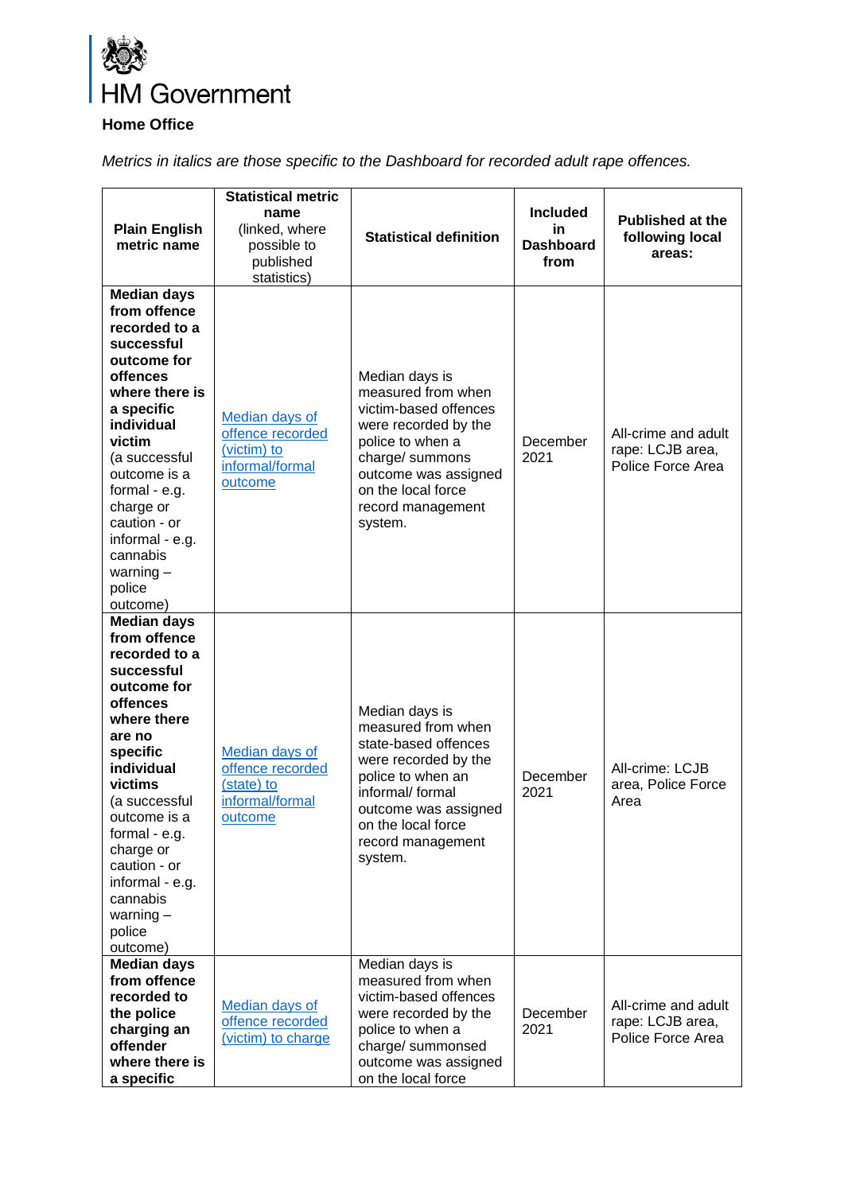HM Government

**Home Office**

*Metrics in italics are those specific to the Dashboard for recorded adult rape offences.*

| **Plain English metric name** | **Statistical metric name** (linked, where possible to published statistics) | **Statistical definition** | **Included in Dashboard from** | **Published at the following local areas:** |
|---|---|---|---|---|
| **Median days from offence recorded to a successful outcome for offences where there is a specific individual victim** (a successful outcome is a formal - e.g. charge or caution - or informal - e.g. cannabis warning – police outcome) | [Median days of offence recorded (victim) to informal/formal outcome]() | Median days is measured from when victim-based offences were recorded by the police to when a charge/ summons outcome was assigned on the local force record management system. | December 2021 | All-crime and adult rape: LCJB area, Police Force Area |
| **Median days from offence recorded to a successful outcome for offences where there are no specific individual victims** (a successful outcome is a formal - e.g. charge or caution - or informal - e.g. cannabis warning – police outcome) | [Median days of offence recorded (state) to informal/formal outcome]() | Median days is measured from when state-based offences were recorded by the police to when an informal/ formal outcome was assigned on the local force record management system. | December 2021 | All-crime: LCJB area, Police Force Area |
| **Median days from offence recorded to the police charging an offender where there is a specific** | [Median days of offence recorded (victim) to charge]() | Median days is measured from when victim-based offences were recorded by the police to when a charge/ summonsed outcome was assigned on the local force | December 2021 | All-crime and adult rape: LCJB area, Police Force Area |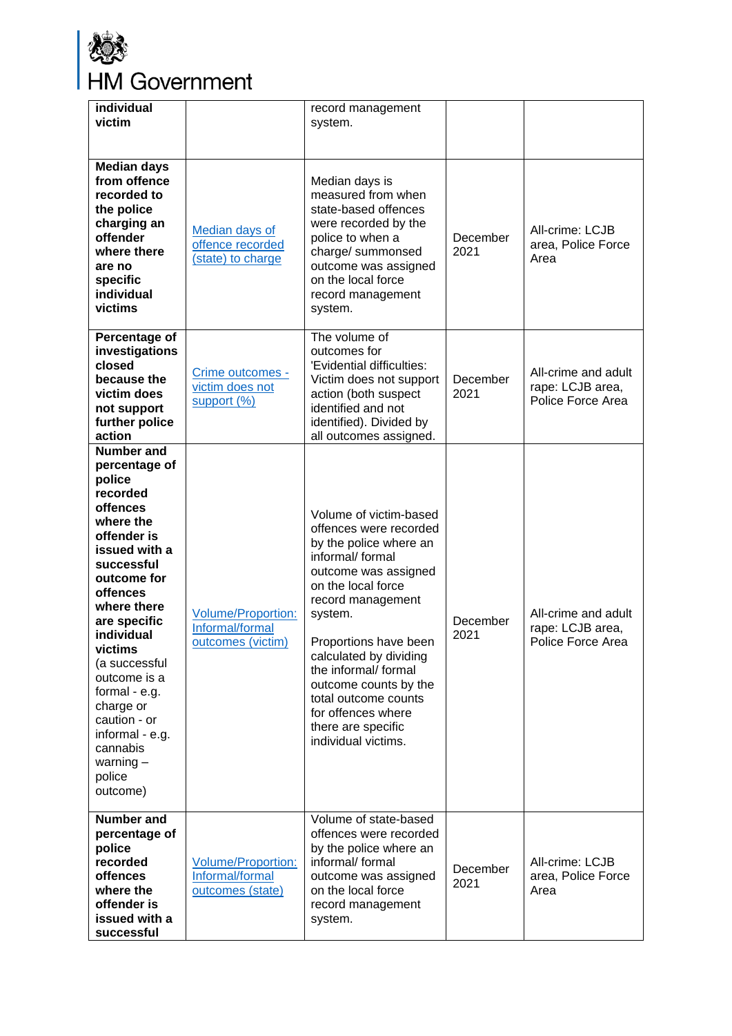| | | | | |
|---|---|---|---|---|
| **individual victim** | | record management system. | | |
| **Median days from offence recorded to the police charging an offender where there are no specific individual victims** | [Median days of offence recorded (state) to charge]() | Median days is measured from when state-based offences were recorded by the police to when a charge/ summonsed outcome was assigned on the local force record management system. | December 2021 | All-crime: LCJB area, Police Force Area |
| **Percentage of investigations closed because the victim does not support further police action** | [Crime outcomes - victim does not support (%)]() | The volume of outcomes for 'Evidential difficulties: Victim does not support action (both suspect identified and not identified). Divided by all outcomes assigned. | December 2021 | All-crime and adult rape: LCJB area, Police Force Area |
| **Number and percentage of police recorded offences where the offender is issued with a successful outcome for offences where there are specific individual victims** (a successful outcome is a formal - e.g. charge or caution - or informal - e.g. cannabis warning – police outcome) | [Volume/Proportion: Informal/formal outcomes (victim)]() | Volume of victim-based offences were recorded by the police where an informal/ formal outcome was assigned on the local force record management system.<br><br>Proportions have been calculated by dividing the informal/ formal outcome counts by the total outcome counts for offences where there are specific individual victims. | December 2021 | All-crime and adult rape: LCJB area, Police Force Area |
| **Number and percentage of police recorded offences where the offender is issued with a successful** | [Volume/Proportion: Informal/formal outcomes (state)]() | Volume of state-based offences were recorded by the police where an informal/ formal outcome was assigned on the local force record management system. | December 2021 | All-crime: LCJB area, Police Force Area |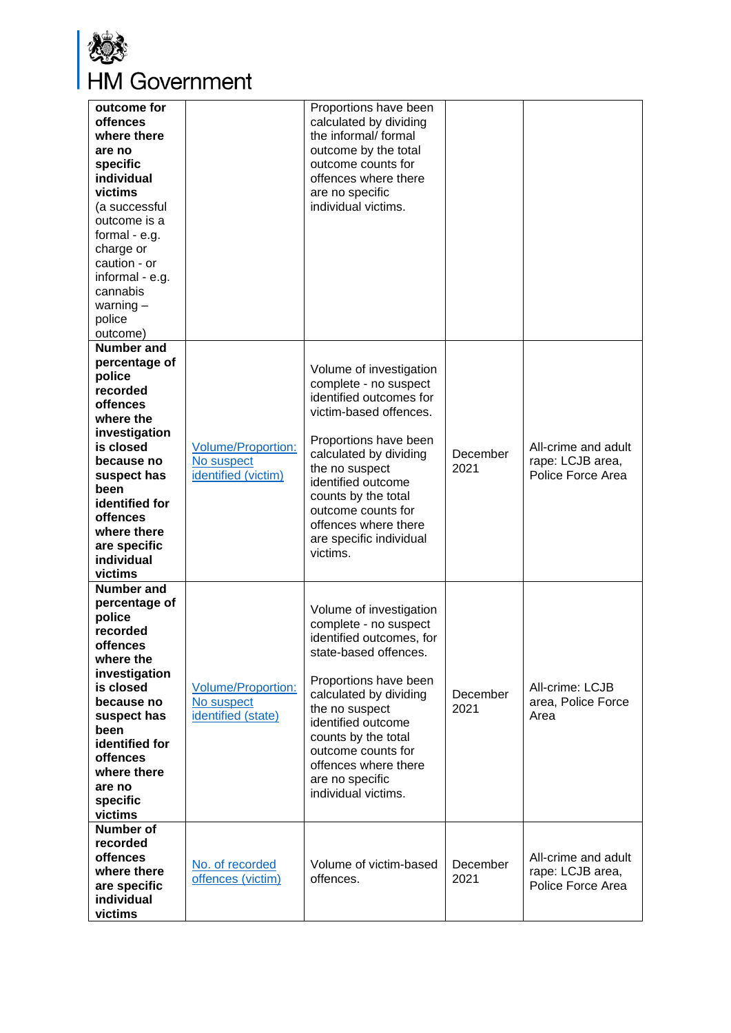| | | | | |
|---|---|---|---|---|
| **outcome for offences where there are no specific individual victims** (a successful outcome is a formal - e.g. charge or caution - or informal - e.g. cannabis warning – police outcome) | | Proportions have been calculated by dividing the informal/ formal outcome by the total outcome counts for offences where there are no specific individual victims. | | |
| **Number and percentage of police recorded offences where the investigation is closed because no suspect has been identified for offences where there are specific individual victims** | Volume/Proportion: No suspect identified (victim) | Volume of investigation complete - no suspect identified outcomes for victim-based offences.<br><br>Proportions have been calculated by dividing the no suspect identified outcome counts by the total outcome counts for offences where there are specific individual victims. | December 2021 | All-crime and adult rape: LCJB area, Police Force Area |
| **Number and percentage of police recorded offences where the investigation is closed because no suspect has been identified for offences where there are no specific victims** | Volume/Proportion: No suspect identified (state) | Volume of investigation complete - no suspect identified outcomes, for state-based offences.<br><br>Proportions have been calculated by dividing the no suspect identified outcome counts by the total outcome counts for offences where there are no specific individual victims. | December 2021 | All-crime: LCJB area, Police Force Area |
| **Number of recorded offences where there are specific individual victims** | No. of recorded offences (victim) | Volume of victim-based offences. | December 2021 | All-crime and adult rape: LCJB area, Police Force Area |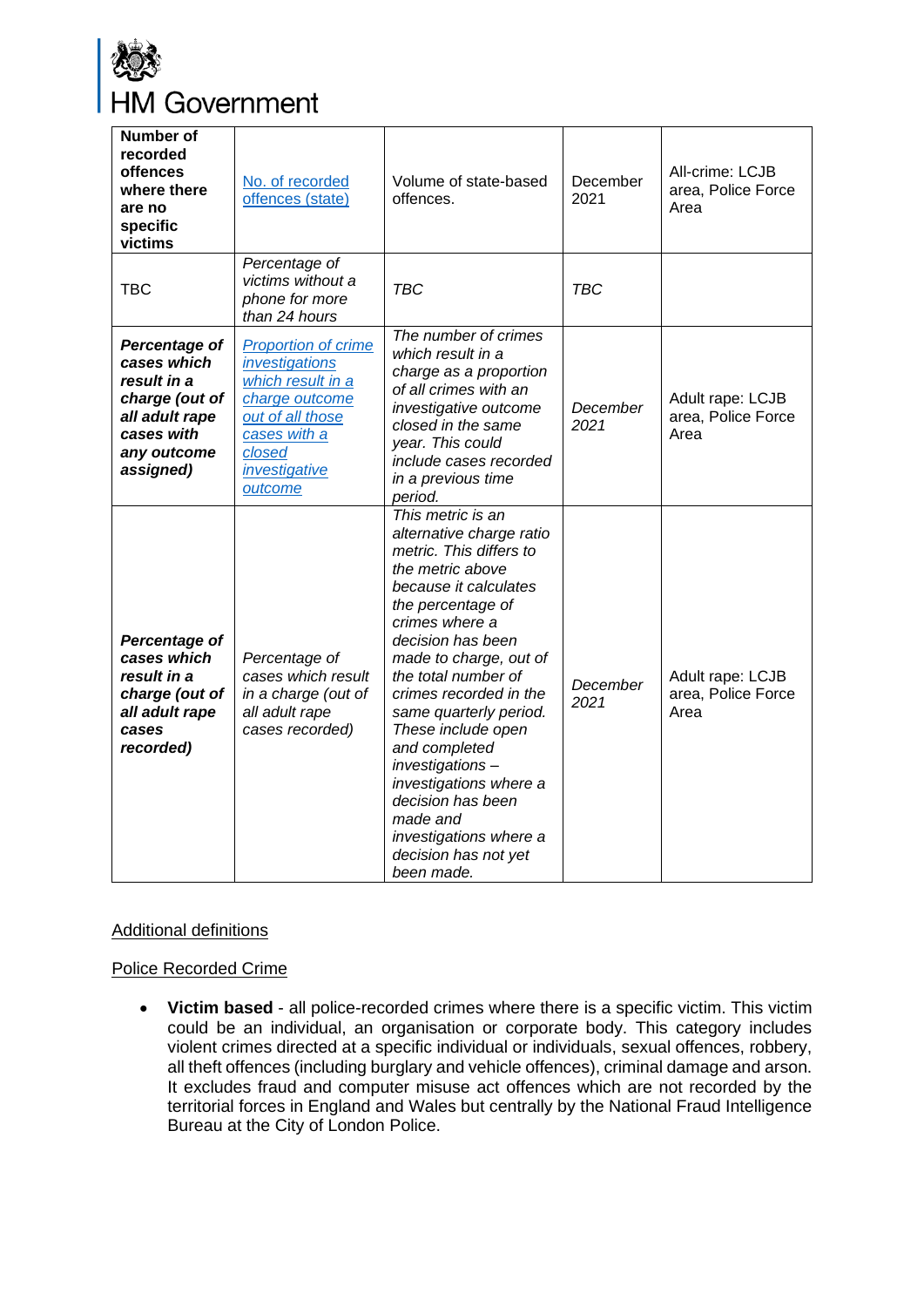HM Government

| **Number of recorded offences where there are no specific victims** | [No. of recorded offences (state)]() | Volume of state-based offences. | December 2021 | All-crime: LCJB area, Police Force Area |
|---|---|---|---|---|
| TBC | *Percentage of victims without a phone for more than 24 hours* | *TBC* | *TBC* | |
| ***Percentage of cases which result in a charge (out of all adult rape cases with any outcome assigned)*** | *[Proportion of crime investigations which result in a charge outcome out of all those cases with a closed investigative outcome]()* | *The number of crimes which result in a charge as a proportion of all crimes with an investigative outcome closed in the same year. This could include cases recorded in a previous time period.* | *December 2021* | Adult rape: LCJB area, Police Force Area |
| ***Percentage of cases which result in a charge (out of all adult rape cases recorded)*** | *Percentage of cases which result in a charge (out of all adult rape cases recorded)* | *This metric is an alternative charge ratio metric. This differs to the metric above because it calculates the percentage of crimes where a decision has been made to charge, out of the total number of crimes recorded in the same quarterly period. These include open and completed investigations – investigations where a decision has been made and investigations where a decision has not yet been made.* | *December 2021* | Adult rape: LCJB area, Police Force Area |

Additional definitions

Police Recorded Crime

- **Victim based** - all police-recorded crimes where there is a specific victim. This victim could be an individual, an organisation or corporate body. This category includes violent crimes directed at a specific individual or individuals, sexual offences, robbery, all theft offences (including burglary and vehicle offences), criminal damage and arson. It excludes fraud and computer misuse act offences which are not recorded by the territorial forces in England and Wales but centrally by the National Fraud Intelligence Bureau at the City of London Police.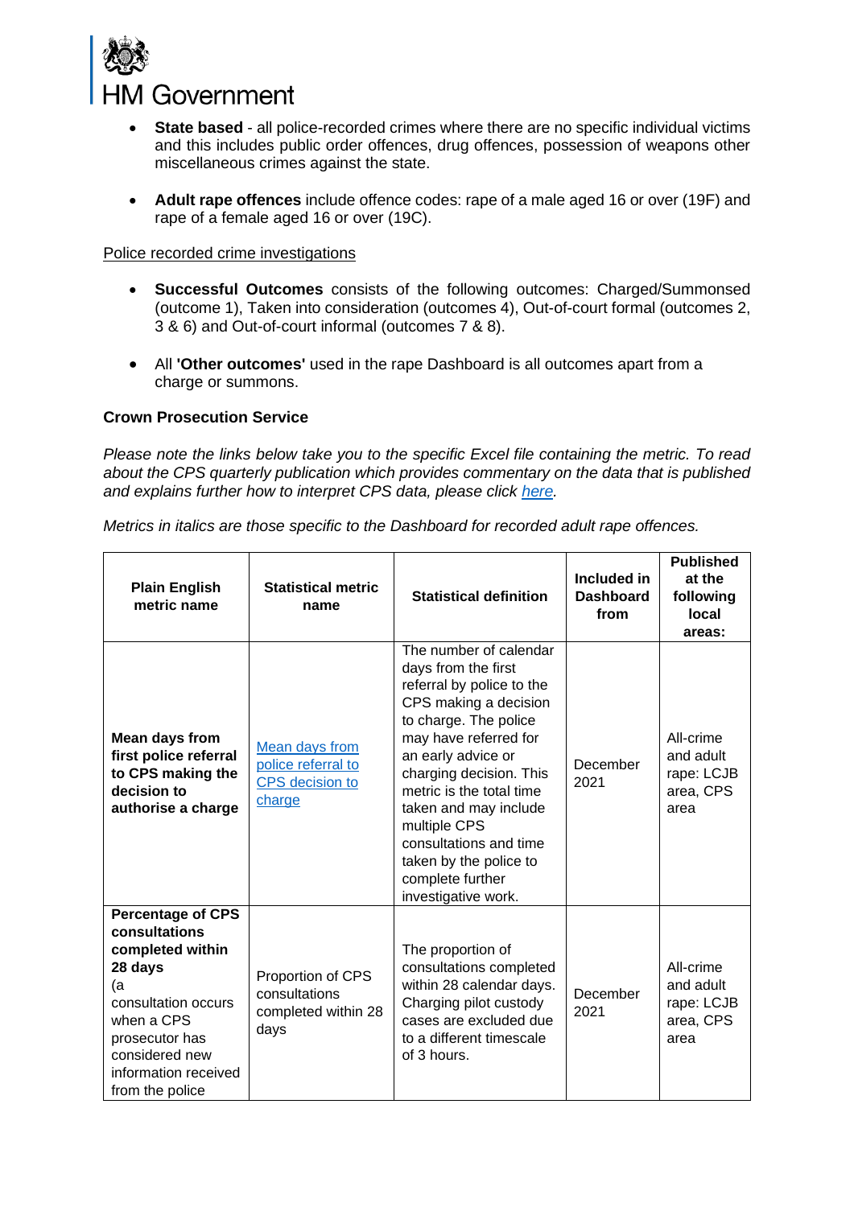- **State based** - all police-recorded crimes where there are no specific individual victims and this includes public order offences, drug offences, possession of weapons other miscellaneous crimes against the state.

- **Adult rape offences** include offence codes: rape of a male aged 16 or over (19F) and rape of a female aged 16 or over (19C).

<u>Police recorded crime investigations</u>

- **Successful Outcomes** consists of the following outcomes: Charged/Summonsed (outcome 1), Taken into consideration (outcomes 4), Out-of-court formal (outcomes 2, 3 & 6) and Out-of-court informal (outcomes 7 & 8).

- All **'Other outcomes'** used in the rape Dashboard is all outcomes apart from a charge or summons.

**Crown Prosecution Service**

*Please note the links below take you to the specific Excel file containing the metric. To read about the CPS quarterly publication which provides commentary on the data that is published and explains further how to interpret CPS data, please click [here](#).*

*Metrics in italics are those specific to the Dashboard for recorded adult rape offences.*

| Plain English metric name | Statistical metric name | Statistical definition | Included in Dashboard from | Published at the following local areas: |
|---|---|---|---|---|
| **Mean days from first police referral to CPS making the decision to authorise a charge** | [Mean days from police referral to CPS decision to charge](#) | The number of calendar days from the first referral by police to the CPS making a decision to charge. The police may have referred for an early advice or charging decision. This metric is the total time taken and may include multiple CPS consultations and time taken by the police to complete further investigative work. | December 2021 | All-crime and adult rape: LCJB area, CPS area |
| **Percentage of CPS consultations completed within 28 days** (a consultation occurs when a CPS prosecutor has considered new information received from the police | Proportion of CPS consultations completed within 28 days | The proportion of consultations completed within 28 calendar days. Charging pilot custody cases are excluded due to a different timescale of 3 hours. | December 2021 | All-crime and adult rape: LCJB area, CPS area |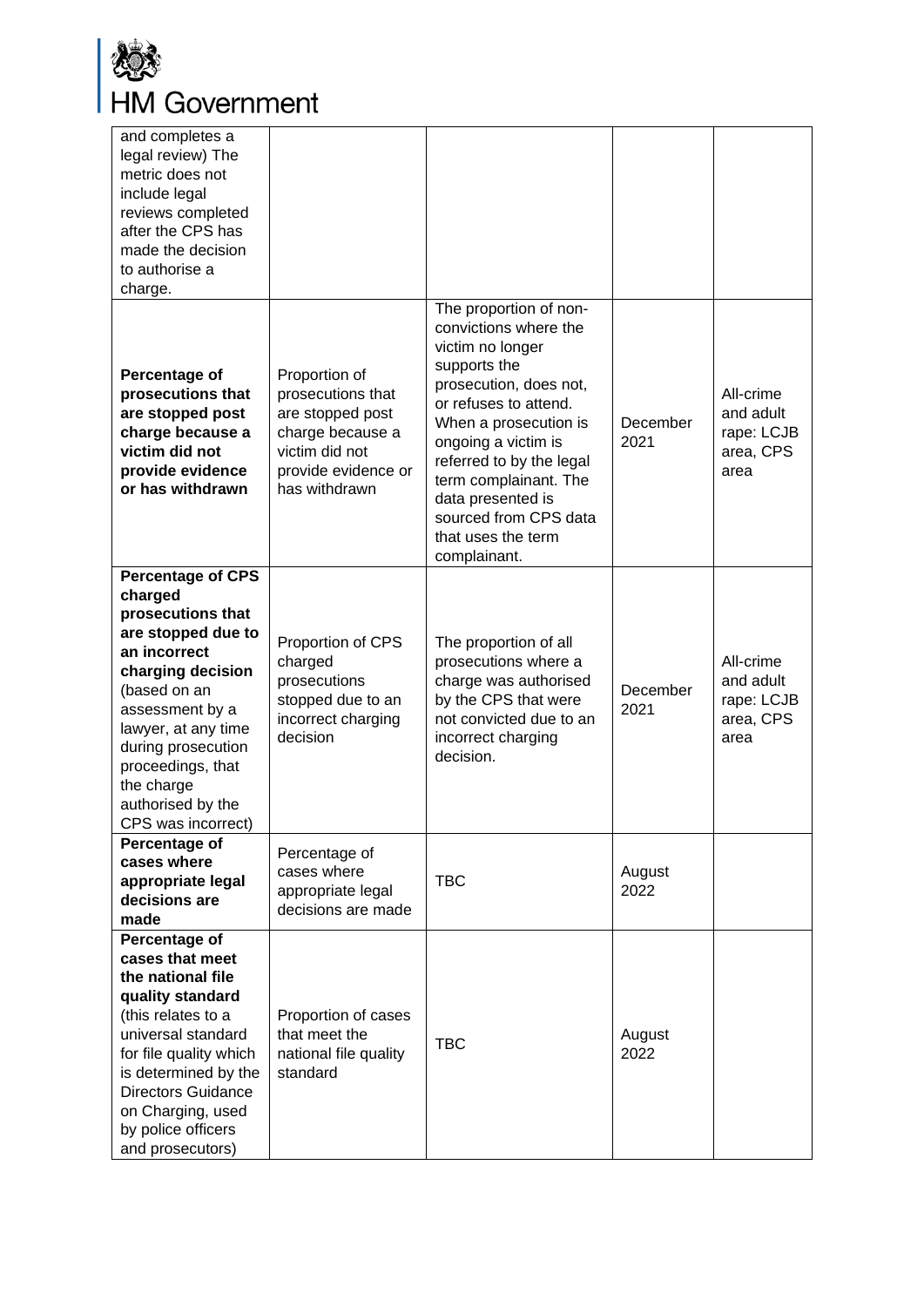| | | | | |
|---|---|---|---|---|
| and completes a legal review) The metric does not include legal reviews completed after the CPS has made the decision to authorise a charge. | | | | |
| **Percentage of prosecutions that are stopped post charge because a victim did not provide evidence or has withdrawn** | Proportion of prosecutions that are stopped post charge because a victim did not provide evidence or has withdrawn | The proportion of non-convictions where the victim no longer supports the prosecution, does not, or refuses to attend. When a prosecution is ongoing a victim is referred to by the legal term complainant. The data presented is sourced from CPS data that uses the term complainant. | December 2021 | All-crime and adult rape: LCJB area, CPS area |
| **Percentage of CPS charged prosecutions that are stopped due to an incorrect charging decision** (based on an assessment by a lawyer, at any time during prosecution proceedings, that the charge authorised by the CPS was incorrect) | Proportion of CPS charged prosecutions stopped due to an incorrect charging decision | The proportion of all prosecutions where a charge was authorised by the CPS that were not convicted due to an incorrect charging decision. | December 2021 | All-crime and adult rape: LCJB area, CPS area |
| **Percentage of cases where appropriate legal decisions are made** | Percentage of cases where appropriate legal decisions are made | TBC | August 2022 | |
| **Percentage of cases that meet the national file quality standard** (this relates to a universal standard for file quality which is determined by the Directors Guidance on Charging, used by police officers and prosecutors) | Proportion of cases that meet the national file quality standard | TBC | August 2022 | |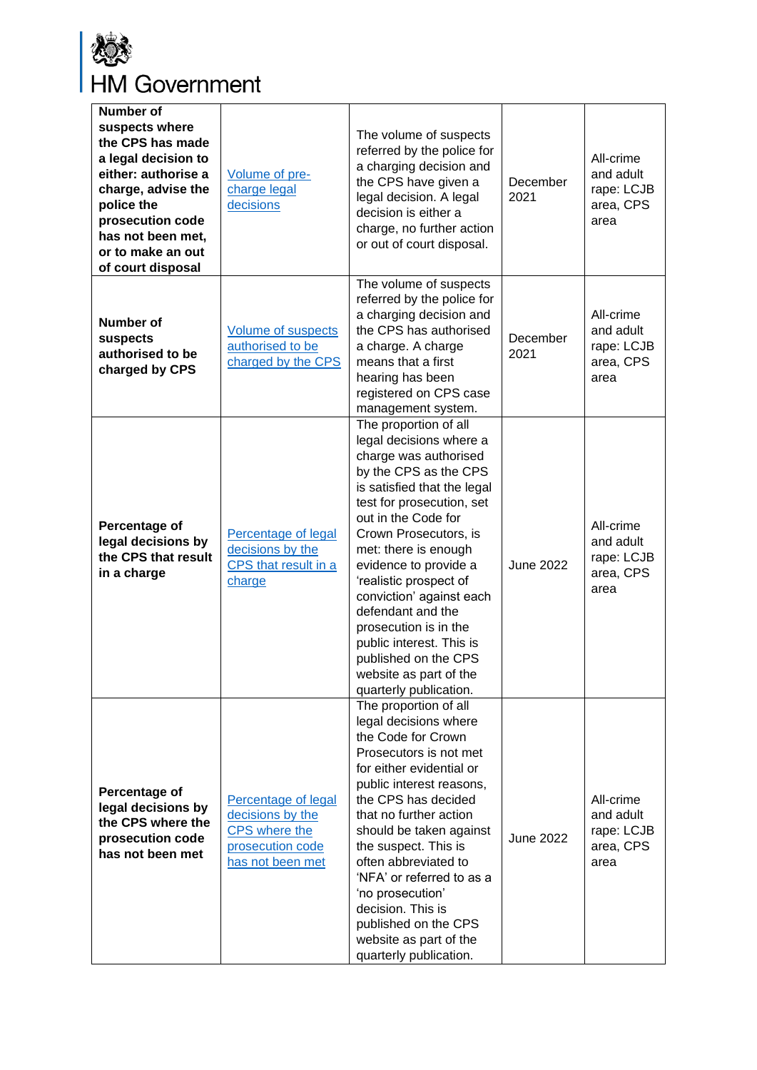| **Number of suspects where the CPS has made a legal decision to either: authorise a charge, advise the police the prosecution code has not been met, or to make an out of court disposal** | Volume of pre-charge legal decisions | The volume of suspects referred by the police for a charging decision and the CPS have given a legal decision. A legal decision is either a charge, no further action or out of court disposal. | December 2021 | All-crime and adult rape: LCJB area, CPS area |
|---|---|---|---|---|
| **Number of suspects authorised to be charged by CPS** | Volume of suspects authorised to be charged by the CPS | The volume of suspects referred by the police for a charging decision and the CPS has authorised a charge. A charge means that a first hearing has been registered on CPS case management system. | December 2021 | All-crime and adult rape: LCJB area, CPS area |
| **Percentage of legal decisions by the CPS that result in a charge** | Percentage of legal decisions by the CPS that result in a charge | The proportion of all legal decisions where a charge was authorised by the CPS as the CPS is satisfied that the legal test for prosecution, set out in the Code for Crown Prosecutors, is met: there is enough evidence to provide a 'realistic prospect of conviction' against each defendant and the prosecution is in the public interest. This is published on the CPS website as part of the quarterly publication. | June 2022 | All-crime and adult rape: LCJB area, CPS area |
| **Percentage of legal decisions by the CPS where the prosecution code has not been met** | Percentage of legal decisions by the CPS where the prosecution code has not been met | The proportion of all legal decisions where the Code for Crown Prosecutors is not met for either evidential or public interest reasons, the CPS has decided that no further action should be taken against the suspect. This is often abbreviated to 'NFA' or referred to as a 'no prosecution' decision. This is published on the CPS website as part of the quarterly publication. | June 2022 | All-crime and adult rape: LCJB area, CPS area |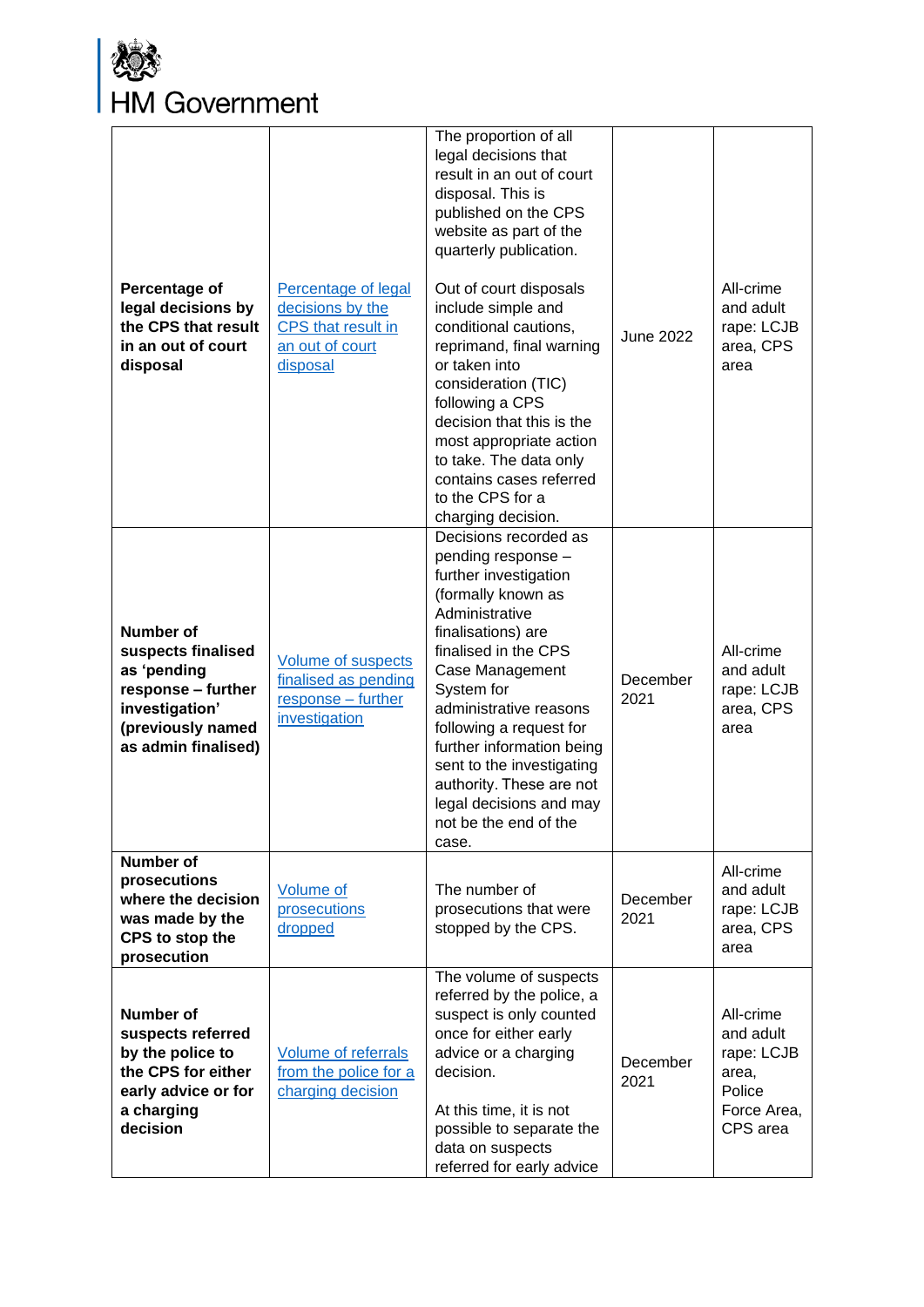HM Government

| **Percentage of legal decisions by the CPS that result in an out of court disposal** | Percentage of legal decisions by the CPS that result in an out of court disposal | The proportion of all legal decisions that result in an out of court disposal. This is published on the CPS website as part of the quarterly publication.<br><br>Out of court disposals include simple and conditional cautions, reprimand, final warning or taken into consideration (TIC) following a CPS decision that this is the most appropriate action to take. The data only contains cases referred to the CPS for a charging decision. | June 2022 | All-crime and adult rape: LCJB area, CPS area |
|---|---|---|---|---|
| **Number of suspects finalised as 'pending response – further investigation' (previously named as admin finalised)** | Volume of suspects finalised as pending response – further investigation | Decisions recorded as pending response – further investigation (formally known as Administrative finalisations) are finalised in the CPS Case Management System for administrative reasons following a request for further information being sent to the investigating authority. These are not legal decisions and may not be the end of the case. | December 2021 | All-crime and adult rape: LCJB area, CPS area |
| **Number of prosecutions where the decision was made by the CPS to stop the prosecution** | Volume of prosecutions dropped | The number of prosecutions that were stopped by the CPS. | December 2021 | All-crime and adult rape: LCJB area, CPS area |
| **Number of suspects referred by the police to the CPS for either early advice or for a charging decision** | Volume of referrals from the police for a charging decision | The volume of suspects referred by the police, a suspect is only counted once for either early advice or a charging decision.<br><br>At this time, it is not possible to separate the data on suspects referred for early advice | December 2021 | All-crime and adult rape: LCJB area, Police Force Area, CPS area |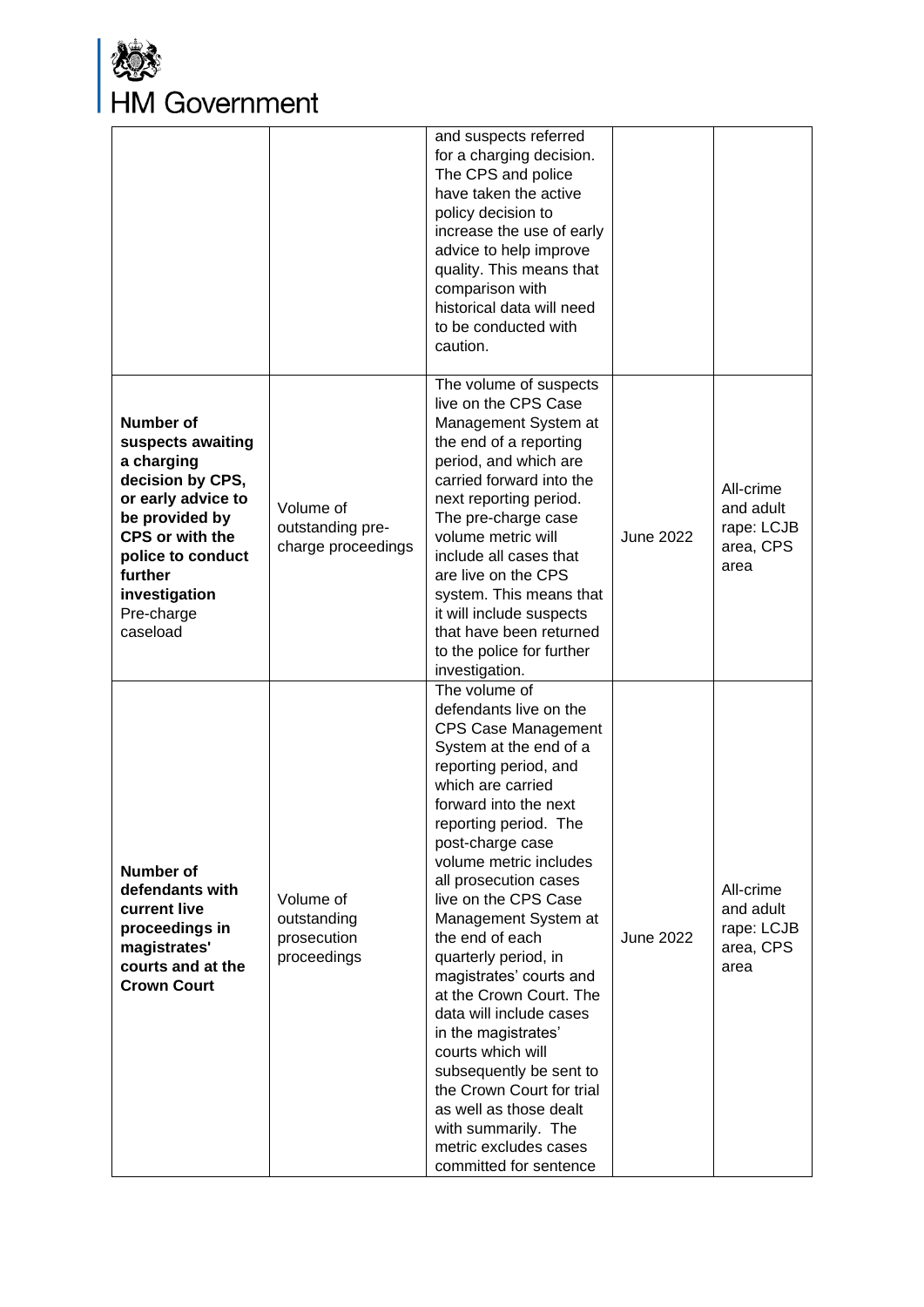| | | | | |
|---|---|---|---|---|
| | | and suspects referred for a charging decision. The CPS and police have taken the active policy decision to increase the use of early advice to help improve quality. This means that comparison with historical data will need to be conducted with caution. | | |
| **Number of suspects awaiting a charging decision by CPS, or early advice to be provided by CPS or with the police to conduct further investigation** Pre-charge caseload | Volume of outstanding pre-charge proceedings | The volume of suspects live on the CPS Case Management System at the end of a reporting period, and which are carried forward into the next reporting period. The pre-charge case volume metric will include all cases that are live on the CPS system. This means that it will include suspects that have been returned to the police for further investigation. | June 2022 | All-crime and adult rape: LCJB area, CPS area |
| **Number of defendants with current live proceedings in magistrates' courts and at the Crown Court** | Volume of outstanding prosecution proceedings | The volume of defendants live on the CPS Case Management System at the end of a reporting period, and which are carried forward into the next reporting period. The post-charge case volume metric includes all prosecution cases live on the CPS Case Management System at the end of each quarterly period, in magistrates' courts and at the Crown Court. The data will include cases in the magistrates' courts which will subsequently be sent to the Crown Court for trial as well as those dealt with summarily. The metric excludes cases committed for sentence | June 2022 | All-crime and adult rape: LCJB area, CPS area |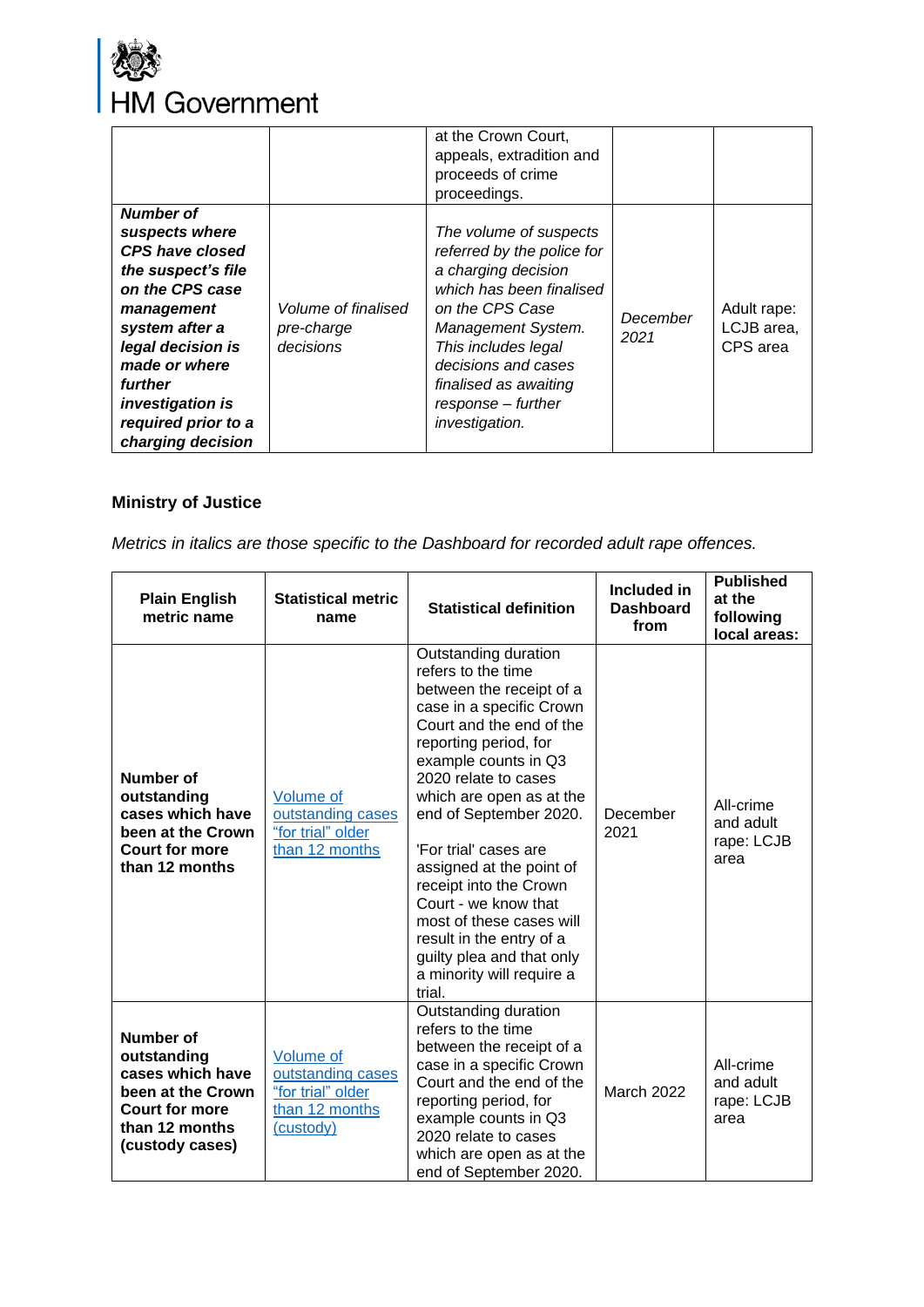| | | at the Crown Court, appeals, extradition and proceeds of crime proceedings. | | |
|---|---|---|---|---|
| ***Number of suspects where CPS have closed the suspect's file on the CPS case management system after a legal decision is made or where further investigation is required prior to a charging decision*** | *Volume of finalised pre-charge decisions* | *The volume of suspects referred by the police for a charging decision which has been finalised on the CPS Case Management System. This includes legal decisions and cases finalised as awaiting response – further investigation.* | *December 2021* | Adult rape: LCJB area, CPS area |

### Ministry of Justice

*Metrics in italics are those specific to the Dashboard for recorded adult rape offences.*

| Plain English metric name | Statistical metric name | Statistical definition | Included in Dashboard from | Published at the following local areas: |
|---|---|---|---|---|
| **Number of outstanding cases which have been at the Crown Court for more than 12 months** | Volume of outstanding cases "for trial" older than 12 months | Outstanding duration refers to the time between the receipt of a case in a specific Crown Court and the end of the reporting period, for example counts in Q3 2020 relate to cases which are open as at the end of September 2020. 'For trial' cases are assigned at the point of receipt into the Crown Court - we know that most of these cases will result in the entry of a guilty plea and that only a minority will require a trial. | December 2021 | All-crime and adult rape: LCJB area |
| **Number of outstanding cases which have been at the Crown Court for more than 12 months (custody cases)** | Volume of outstanding cases "for trial" older than 12 months (custody) | Outstanding duration refers to the time between the receipt of a case in a specific Crown Court and the end of the reporting period, for example counts in Q3 2020 relate to cases which are open as at the end of September 2020. | March 2022 | All-crime and adult rape: LCJB area |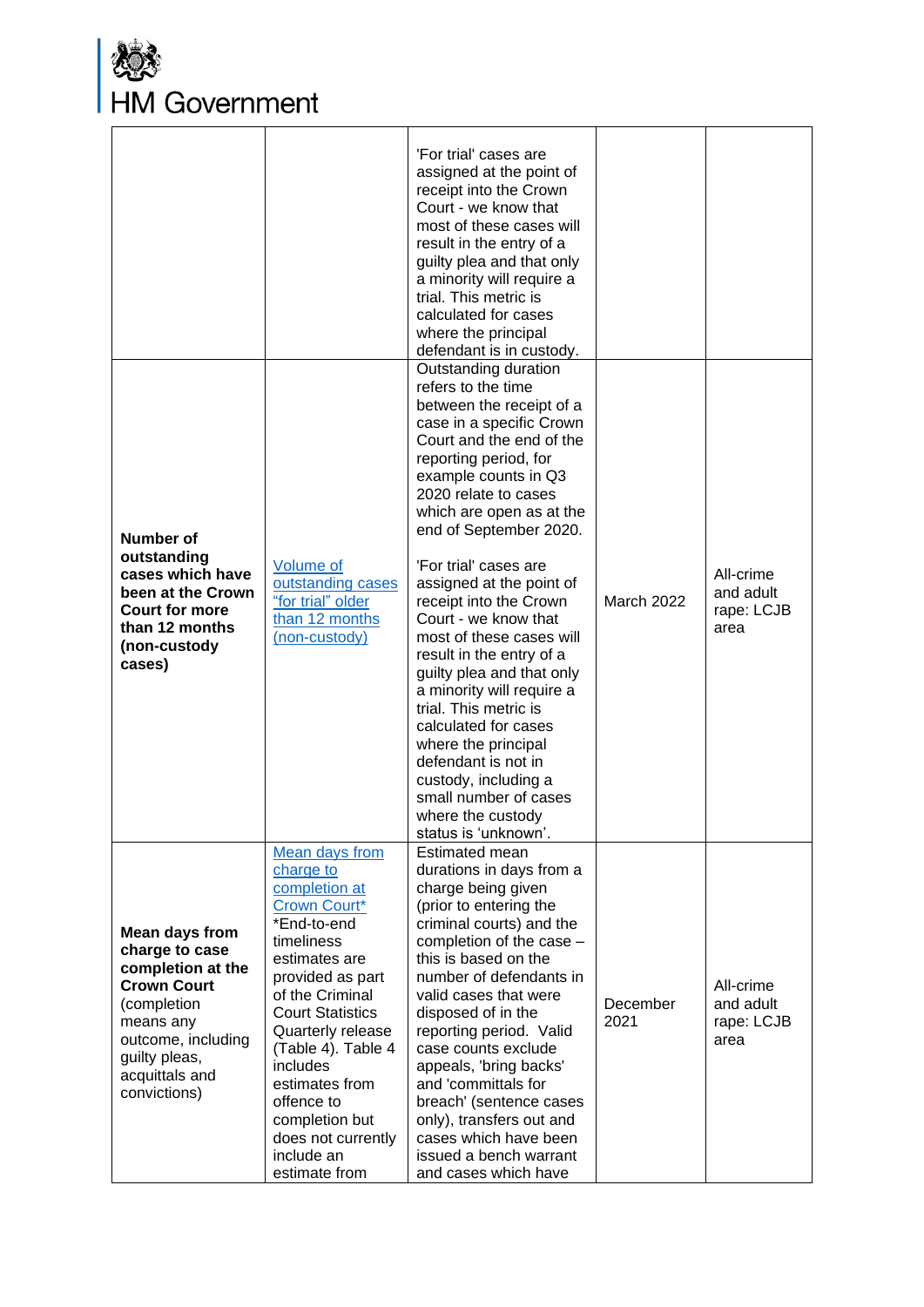| | | | | |
|---|---|---|---|---|
| | | 'For trial' cases are assigned at the point of receipt into the Crown Court - we know that most of these cases will result in the entry of a guilty plea and that only a minority will require a trial. This metric is calculated for cases where the principal defendant is in custody. | | |
| **Number of outstanding cases which have been at the Crown Court for more than 12 months (non-custody cases)** | Volume of outstanding cases "for trial" older than 12 months (non-custody) | Outstanding duration refers to the time between the receipt of a case in a specific Crown Court and the end of the reporting period, for example counts in Q3 2020 relate to cases which are open as at the end of September 2020.<br><br>'For trial' cases are assigned at the point of receipt into the Crown Court - we know that most of these cases will result in the entry of a guilty plea and that only a minority will require a trial. This metric is calculated for cases where the principal defendant is not in custody, including a small number of cases where the custody status is 'unknown'. | March 2022 | All-crime and adult rape: LCJB area |
| **Mean days from charge to case completion at the Crown Court** (completion means any outcome, including guilty pleas, acquittals and convictions) | Mean days from charge to completion at Crown Court*<br>*End-to-end timeliness estimates are provided as part of the Criminal Court Statistics Quarterly release (Table 4). Table 4 includes estimates from offence to completion but does not currently include an estimate from | Estimated mean durations in days from a charge being given (prior to entering the criminal courts) and the completion of the case – this is based on the number of defendants in valid cases that were disposed of in the reporting period. Valid case counts exclude appeals, 'bring backs' and 'committals for breach' (sentence cases only), transfers out and cases which have been issued a bench warrant and cases which have | December 2021 | All-crime and adult rape: LCJB area |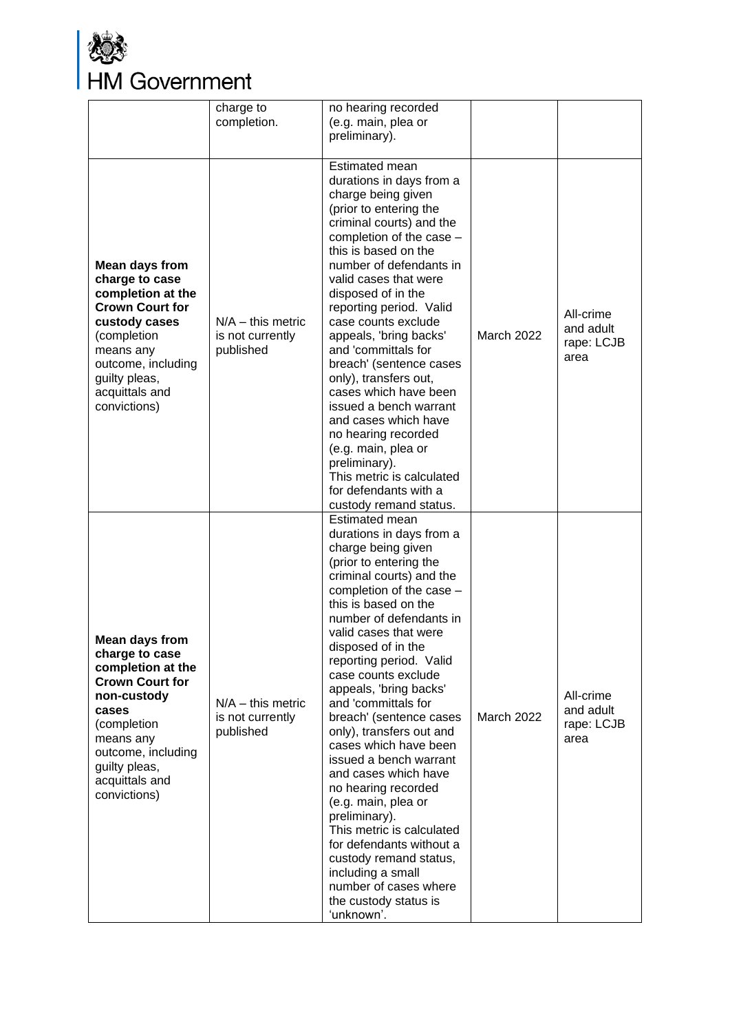|  |  |  |  |  |
| --- | --- | --- | --- | --- |
|  | charge to completion. | no hearing recorded (e.g. main, plea or preliminary). |  |  |
| **Mean days from charge to case completion at the Crown Court for custody cases** (completion means any outcome, including guilty pleas, acquittals and convictions) | N/A – this metric is not currently published | Estimated mean durations in days from a charge being given (prior to entering the criminal courts) and the completion of the case – this is based on the number of defendants in valid cases that were disposed of in the reporting period. Valid case counts exclude appeals, 'bring backs' and 'committals for breach' (sentence cases only), transfers out, cases which have been issued a bench warrant and cases which have no hearing recorded (e.g. main, plea or preliminary). This metric is calculated for defendants with a custody remand status. | March 2022 | All-crime and adult rape: LCJB area |
| **Mean days from charge to case completion at the Crown Court for non-custody cases** (completion means any outcome, including guilty pleas, acquittals and convictions) | N/A – this metric is not currently published | Estimated mean durations in days from a charge being given (prior to entering the criminal courts) and the completion of the case – this is based on the number of defendants in valid cases that were disposed of in the reporting period. Valid case counts exclude appeals, 'bring backs' and 'committals for breach' (sentence cases only), transfers out and cases which have been issued a bench warrant and cases which have no hearing recorded (e.g. main, plea or preliminary). This metric is calculated for defendants without a custody remand status, including a small number of cases where the custody status is 'unknown'. | March 2022 | All-crime and adult rape: LCJB area |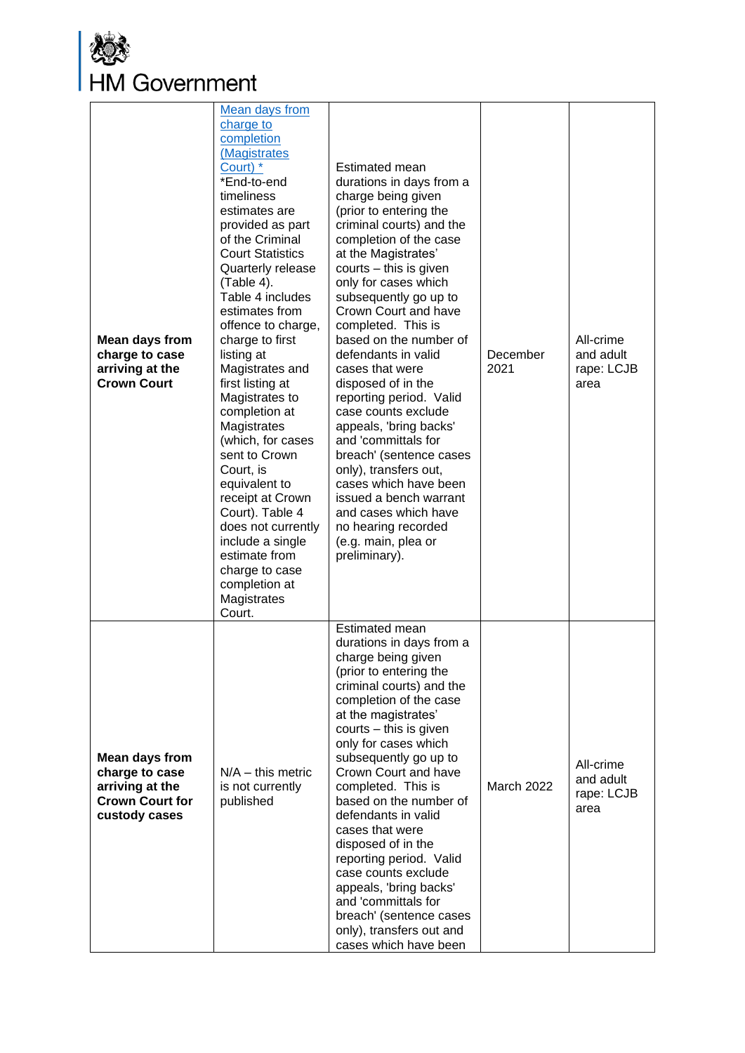| Mean days from charge to case arriving at the Crown Court | [Mean days from charge to completion (Magistrates Court) *](#) *End-to-end timeliness estimates are provided as part of the Criminal Court Statistics Quarterly release (Table 4). Table 4 includes estimates from offence to charge, charge to first listing at Magistrates and first listing at Magistrates to completion at Magistrates (which, for cases sent to Crown Court, is equivalent to receipt at Crown Court). Table 4 does not currently include a single estimate from charge to case completion at Magistrates Court. | Estimated mean durations in days from a charge being given (prior to entering the criminal courts) and the completion of the case at the Magistrates' courts – this is given only for cases which subsequently go up to Crown Court and have completed. This is based on the number of defendants in valid cases that were disposed of in the reporting period. Valid case counts exclude appeals, 'bring backs' and 'committals for breach' (sentence cases only), transfers out, cases which have been issued a bench warrant and cases which have no hearing recorded (e.g. main, plea or preliminary). | December 2021 | All-crime and adult rape: LCJB area |
|---|---|---|---|---|
| **Mean days from charge to case arriving at the Crown Court for custody cases** | N/A – this metric is not currently published | Estimated mean durations in days from a charge being given (prior to entering the criminal courts) and the completion of the case at the magistrates' courts – this is given only for cases which subsequently go up to Crown Court and have completed. This is based on the number of defendants in valid cases that were disposed of in the reporting period. Valid case counts exclude appeals, 'bring backs' and 'committals for breach' (sentence cases only), transfers out and cases which have been | March 2022 | All-crime and adult rape: LCJB area |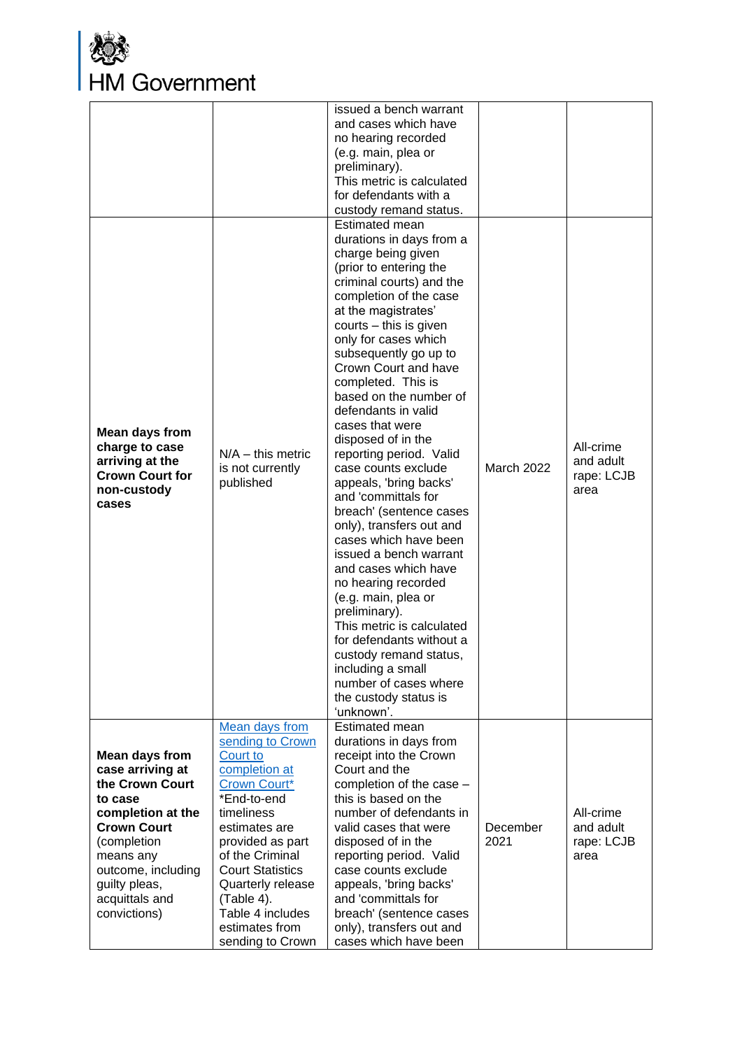| | | | | |
|---|---|---|---|---|
| | | issued a bench warrant and cases which have no hearing recorded (e.g. main, plea or preliminary). This metric is calculated for defendants with a custody remand status. | | |
| **Mean days from charge to case arriving at the Crown Court for non-custody cases** | N/A – this metric is not currently published | Estimated mean durations in days from a charge being given (prior to entering the criminal courts) and the completion of the case at the magistrates' courts – this is given only for cases which subsequently go up to Crown Court and have completed. This is based on the number of defendants in valid cases that were disposed of in the reporting period. Valid case counts exclude appeals, 'bring backs' and 'committals for breach' (sentence cases only), transfers out and cases which have been issued a bench warrant and cases which have no hearing recorded (e.g. main, plea or preliminary). This metric is calculated for defendants without a custody remand status, including a small number of cases where the custody status is 'unknown'. | March 2022 | All-crime and adult rape: LCJB area |
| **Mean days from case arriving at the Crown Court to case completion at the Crown Court** (completion means any outcome, including guilty pleas, acquittals and convictions) | Mean days from sending to Crown Court to completion at Crown Court* *End-to-end timeliness estimates are provided as part of the Criminal Court Statistics Quarterly release (Table 4). Table 4 includes estimates from sending to Crown | Estimated mean durations in days from receipt into the Crown Court and the completion of the case – this is based on the number of defendants in valid cases that were disposed of in the reporting period. Valid case counts exclude appeals, 'bring backs' and 'committals for breach' (sentence cases only), transfers out and cases which have been | December 2021 | All-crime and adult rape: LCJB area |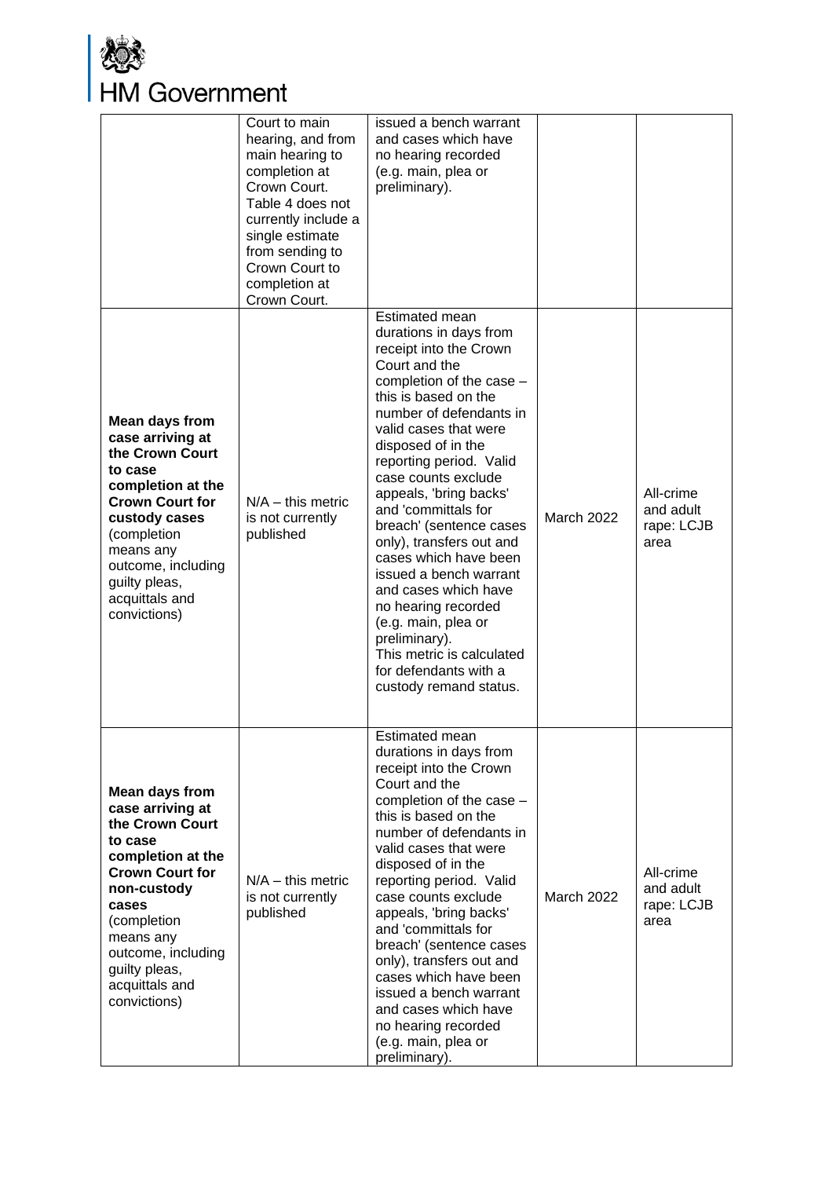|  |  |  |  |  |
|---|---|---|---|---|
|  | Court to main hearing, and from main hearing to completion at Crown Court. Table 4 does not currently include a single estimate from sending to Crown Court to completion at Crown Court. | issued a bench warrant and cases which have no hearing recorded (e.g. main, plea or preliminary). |  |  |
| **Mean days from case arriving at the Crown Court to case completion at the Crown Court for custody cases** (completion means any outcome, including guilty pleas, acquittals and convictions) | N/A – this metric is not currently published | Estimated mean durations in days from receipt into the Crown Court and the completion of the case – this is based on the number of defendants in valid cases that were disposed of in the reporting period. Valid case counts exclude appeals, 'bring backs' and 'committals for breach' (sentence cases only), transfers out and cases which have been issued a bench warrant and cases which have no hearing recorded (e.g. main, plea or preliminary). This metric is calculated for defendants with a custody remand status. | March 2022 | All-crime and adult rape: LCJB area |
| **Mean days from case arriving at the Crown Court to case completion at the Crown Court for non-custody cases** (completion means any outcome, including guilty pleas, acquittals and convictions) | N/A – this metric is not currently published | Estimated mean durations in days from receipt into the Crown Court and the completion of the case – this is based on the number of defendants in valid cases that were disposed of in the reporting period. Valid case counts exclude appeals, 'bring backs' and 'committals for breach' (sentence cases only), transfers out and cases which have been issued a bench warrant and cases which have no hearing recorded (e.g. main, plea or preliminary). | March 2022 | All-crime and adult rape: LCJB area |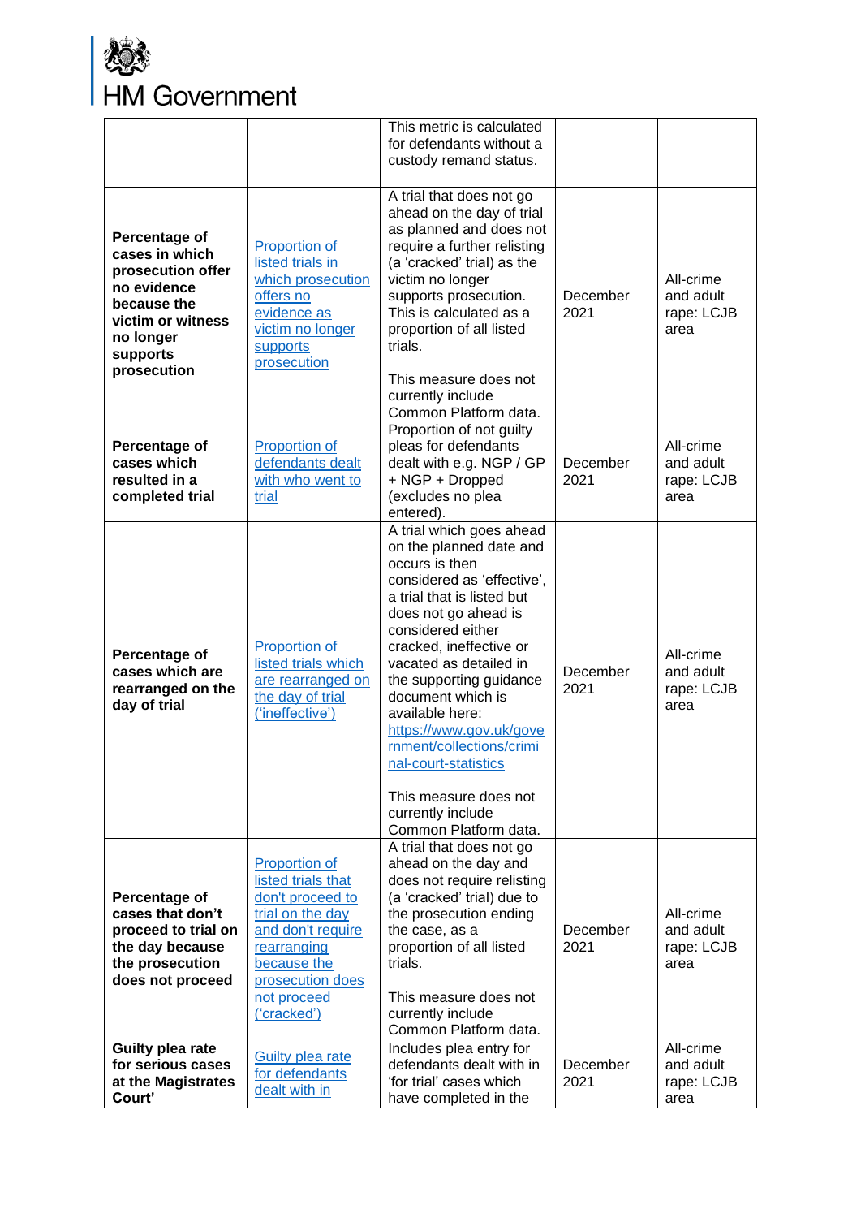| | | | | |
|---|---|---|---|---|
| | | This metric is calculated for defendants without a custody remand status. | | |
| **Percentage of cases in which prosecution offer no evidence because the victim or witness no longer supports prosecution** | [Proportion of listed trials in which prosecution offers no evidence as victim no longer supports prosecution] | A trial that does not go ahead on the day of trial as planned and does not require a further relisting (a 'cracked' trial) as the victim no longer supports prosecution. This is calculated as a proportion of all listed trials.<br><br>This measure does not currently include Common Platform data. | December 2021 | All-crime and adult rape: LCJB area |
| **Percentage of cases which resulted in a completed trial** | [Proportion of defendants dealt with who went to trial] | Proportion of not guilty pleas for defendants dealt with e.g. NGP / GP + NGP + Dropped (excludes no plea entered). | December 2021 | All-crime and adult rape: LCJB area |
| **Percentage of cases which are rearranged on the day of trial** | [Proportion of listed trials which are rearranged on the day of trial ('ineffective')] | A trial which goes ahead on the planned date and occurs is then considered as 'effective', a trial that is listed but does not go ahead is considered either cracked, ineffective or vacated as detailed in the supporting guidance document which is available here: https://www.gov.uk/government/collections/criminal-court-statistics<br><br>This measure does not currently include Common Platform data. | December 2021 | All-crime and adult rape: LCJB area |
| **Percentage of cases that don't proceed to trial on the day because the prosecution does not proceed** | [Proportion of listed trials that don't proceed to trial on the day and don't require rearranging because the prosecution does not proceed ('cracked')] | A trial that does not go ahead on the day and does not require relisting (a 'cracked' trial) due to the prosecution ending the case, as a proportion of all listed trials.<br><br>This measure does not currently include Common Platform data. | December 2021 | All-crime and adult rape: LCJB area |
| **Guilty plea rate for serious cases at the Magistrates Court'** | [Guilty plea rate for defendants dealt with in] | Includes plea entry for defendants dealt with in 'for trial' cases which have completed in the | December 2021 | All-crime and adult rape: LCJB area |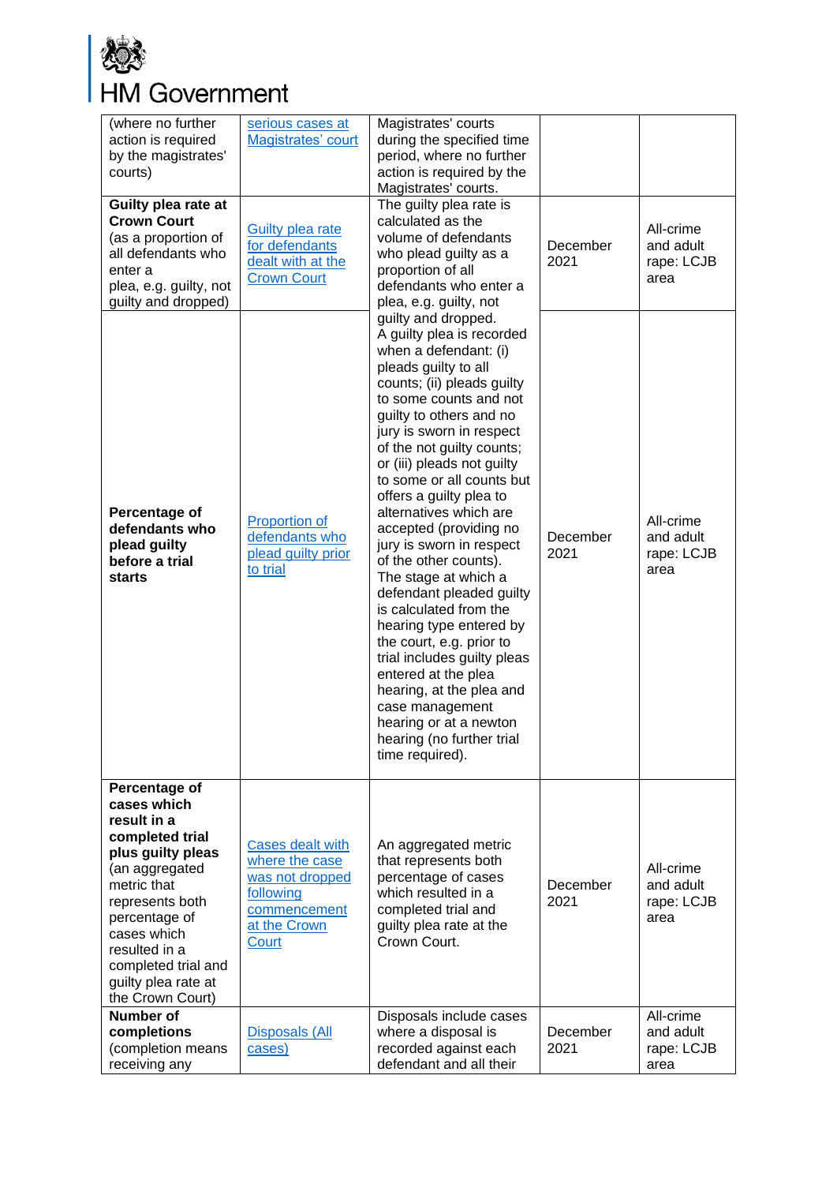| | | | | |
|---|---|---|---|---|
| (where no further action is required by the magistrates' courts) | serious cases at Magistrates' court | Magistrates' courts during the specified time period, where no further action is required by the Magistrates' courts. | | |
| **Guilty plea rate at Crown Court** (as a proportion of all defendants who enter a plea, e.g. guilty, not guilty and dropped) | Guilty plea rate for defendants dealt with at the Crown Court | The guilty plea rate is calculated as the volume of defendants who plead guilty as a proportion of all defendants who enter a plea, e.g. guilty, not guilty and dropped. | December 2021 | All-crime and adult rape: LCJB area |
| **Percentage of defendants who plead guilty before a trial starts** | Proportion of defendants who plead guilty prior to trial | A guilty plea is recorded when a defendant: (i) pleads guilty to all counts; (ii) pleads guilty to some counts and not guilty to others and no jury is sworn in respect of the not guilty counts; or (iii) pleads not guilty to some or all counts but offers a guilty plea to alternatives which are accepted (providing no jury is sworn in respect of the other counts). The stage at which a defendant pleaded guilty is calculated from the hearing type entered by the court, e.g. prior to trial includes guilty pleas entered at the plea hearing, at the plea and case management hearing or at a newton hearing (no further trial time required). | December 2021 | All-crime and adult rape: LCJB area |
| **Percentage of cases which result in a completed trial plus guilty pleas** (an aggregated metric that represents both percentage of cases which resulted in a completed trial and guilty plea rate at the Crown Court) | Cases dealt with where the case was not dropped following commencement at the Crown Court | An aggregated metric that represents both percentage of cases which resulted in a completed trial and guilty plea rate at the Crown Court. | December 2021 | All-crime and adult rape: LCJB area |
| **Number of completions** (completion means receiving any | Disposals (All cases) | Disposals include cases where a disposal is recorded against each defendant and all their | December 2021 | All-crime and adult rape: LCJB area |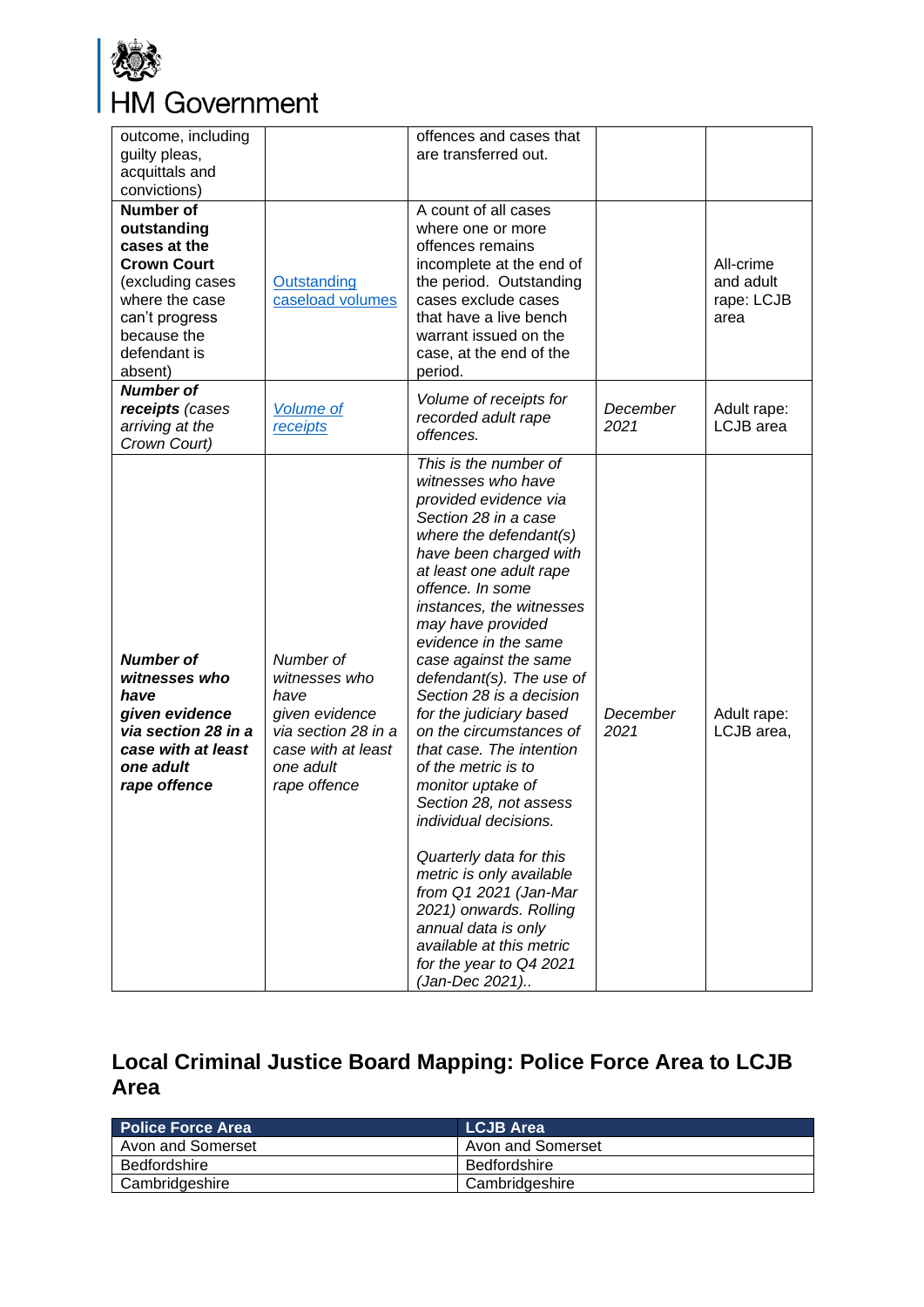| | | | | |
|---|---|---|---|---|
| outcome, including guilty pleas, acquittals and convictions) | | offences and cases that are transferred out. | | |
| **Number of outstanding cases at the Crown Court** (excluding cases where the case can't progress because the defendant is absent) | Outstanding caseload volumes | A count of all cases where one or more offences remains incomplete at the end of the period. Outstanding cases exclude cases that have a live bench warrant issued on the case, at the end of the period. | | All-crime and adult rape: LCJB area |
| ***Number of receipts*** *(cases arriving at the Crown Court)* | *Volume of receipts* | *Volume of receipts for recorded adult rape offences.* | *December 2021* | Adult rape: LCJB area |
| ***Number of witnesses who have given evidence via section 28 in a case with at least one adult rape offence*** | *Number of witnesses who have given evidence via section 28 in a case with at least one adult rape offence* | *This is the number of witnesses who have provided evidence via Section 28 in a case where the defendant(s) have been charged with at least one adult rape offence. In some instances, the witnesses may have provided evidence in the same case against the same defendant(s). The use of Section 28 is a decision for the judiciary based on the circumstances of that case. The intention of the metric is to monitor uptake of Section 28, not assess individual decisions.*<br><br>*Quarterly data for this metric is only available from Q1 2021 (Jan-Mar 2021) onwards. Rolling annual data is only available at this metric for the year to Q4 2021 (Jan-Dec 2021)..* | *December 2021* | Adult rape: LCJB area, |

## Local Criminal Justice Board Mapping: Police Force Area to LCJB Area

| Police Force Area | LCJB Area |
|---|---|
| Avon and Somerset | Avon and Somerset |
| Bedfordshire | Bedfordshire |
| Cambridgeshire | Cambridgeshire |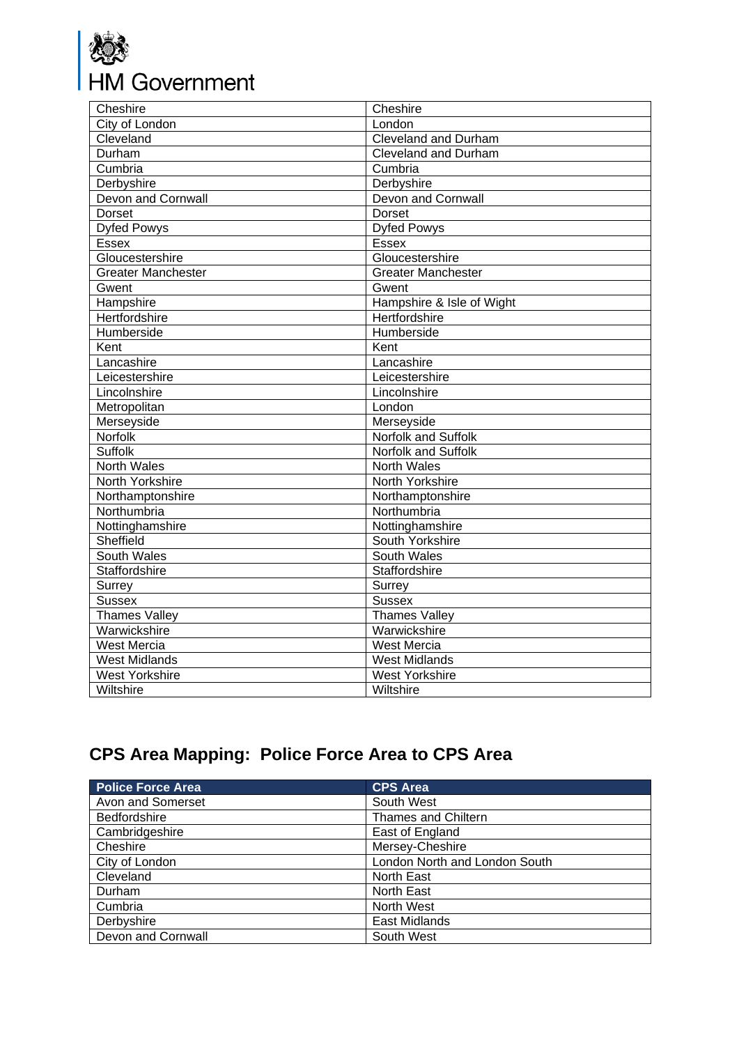| | |
|---|---|
| Cheshire | Cheshire |
| City of London | London |
| Cleveland | Cleveland and Durham |
| Durham | Cleveland and Durham |
| Cumbria | Cumbria |
| Derbyshire | Derbyshire |
| Devon and Cornwall | Devon and Cornwall |
| Dorset | Dorset |
| Dyfed Powys | Dyfed Powys |
| Essex | Essex |
| Gloucestershire | Gloucestershire |
| Greater Manchester | Greater Manchester |
| Gwent | Gwent |
| Hampshire | Hampshire & Isle of Wight |
| Hertfordshire | Hertfordshire |
| Humberside | Humberside |
| Kent | Kent |
| Lancashire | Lancashire |
| Leicestershire | Leicestershire |
| Lincolnshire | Lincolnshire |
| Metropolitan | London |
| Merseyside | Merseyside |
| Norfolk | Norfolk and Suffolk |
| Suffolk | Norfolk and Suffolk |
| North Wales | North Wales |
| North Yorkshire | North Yorkshire |
| Northamptonshire | Northamptonshire |
| Northumbria | Northumbria |
| Nottinghamshire | Nottinghamshire |
| Sheffield | South Yorkshire |
| South Wales | South Wales |
| Staffordshire | Staffordshire |
| Surrey | Surrey |
| Sussex | Sussex |
| Thames Valley | Thames Valley |
| Warwickshire | Warwickshire |
| West Mercia | West Mercia |
| West Midlands | West Midlands |
| West Yorkshire | West Yorkshire |
| Wiltshire | Wiltshire |

## CPS Area Mapping: Police Force Area to CPS Area

| Police Force Area | CPS Area |
|---|---|
| Avon and Somerset | South West |
| Bedfordshire | Thames and Chiltern |
| Cambridgeshire | East of England |
| Cheshire | Mersey-Cheshire |
| City of London | London North and London South |
| Cleveland | North East |
| Durham | North East |
| Cumbria | North West |
| Derbyshire | East Midlands |
| Devon and Cornwall | South West |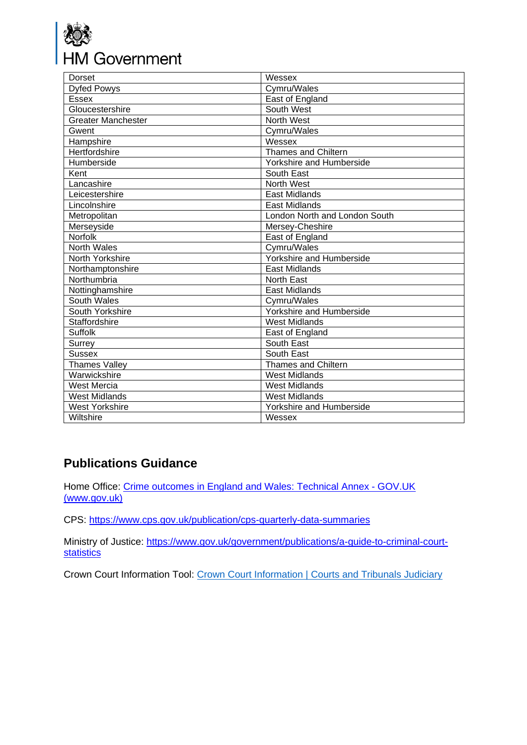| | |
|---|---|
| Dorset | Wessex |
| Dyfed Powys | Cymru/Wales |
| Essex | East of England |
| Gloucestershire | South West |
| Greater Manchester | North West |
| Gwent | Cymru/Wales |
| Hampshire | Wessex |
| Hertfordshire | Thames and Chiltern |
| Humberside | Yorkshire and Humberside |
| Kent | South East |
| Lancashire | North West |
| Leicestershire | East Midlands |
| Lincolnshire | East Midlands |
| Metropolitan | London North and London South |
| Merseyside | Mersey-Cheshire |
| Norfolk | East of England |
| North Wales | Cymru/Wales |
| North Yorkshire | Yorkshire and Humberside |
| Northamptonshire | East Midlands |
| Northumbria | North East |
| Nottinghamshire | East Midlands |
| South Wales | Cymru/Wales |
| South Yorkshire | Yorkshire and Humberside |
| Staffordshire | West Midlands |
| Suffolk | East of England |
| Surrey | South East |
| Sussex | South East |
| Thames Valley | Thames and Chiltern |
| Warwickshire | West Midlands |
| West Mercia | West Midlands |
| West Midlands | West Midlands |
| West Yorkshire | Yorkshire and Humberside |
| Wiltshire | Wessex |

## Publications Guidance

Home Office: Crime outcomes in England and Wales: Technical Annex - GOV.UK (www.gov.uk)

CPS: https://www.cps.gov.uk/publication/cps-quarterly-data-summaries

Ministry of Justice: https://www.gov.uk/government/publications/a-guide-to-criminal-court-statistics

Crown Court Information Tool: Crown Court Information | Courts and Tribunals Judiciary